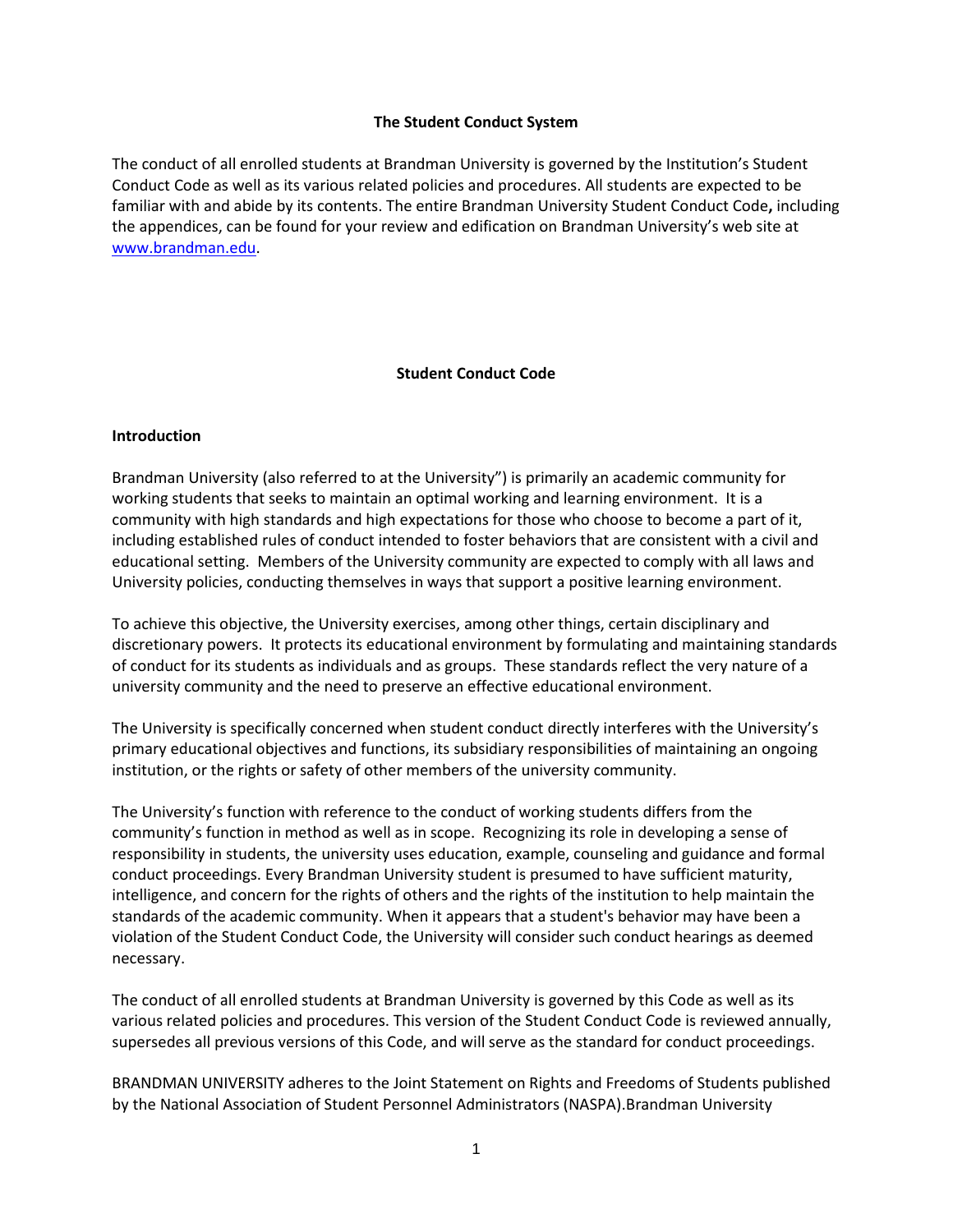## The Student Conduct System

The conduct of all enrolled students at Brandman University is governed by the Institution's Student Conduct Code as well as its various related policies and procedures. All students are expected to be familiar with and abide by its contents. The entire Brandman University Student Conduct Code**,** including the appendices, can be found for your review and edification on Brandman University's web site at [www.brandman.edu](http://www.brandman.edu).

## Student Conduct Code

### Introduction

Brandman University (also referred to at the University") is primarily an academic community for working students that seeks to maintain an optimal working and learning environment. It is a community with high standards and high expectations for those who choose to become a part of it, including established rules of conduct intended to foster behaviors that are consistent with a civil and educational setting. Members of the University community are expected to comply with all laws and University policies, conducting themselves in ways that support a positive learning environment.

To achieve this objective, the University exercises, among other things, certain disciplinary and discretionary powers. It protects its educational environment by formulating and maintaining standards of conduct for its students as individuals and as groups. These standards reflect the very nature of a university community and the need to preserve an effective educational environment.

The University is specifically concerned when student conduct directly interferes with the University's primary educational objectives and functions, its subsidiary responsibilities of maintaining an ongoing institution, or the rights or safety of other members of the university community.

The University's function with reference to the conduct of working students differs from the community's function in method as well as in scope. Recognizing its role in developing a sense of responsibility in students, the university uses education, example, counseling and guidance and formal conduct proceedings. Every Brandman University student is presumed to have sufficient maturity, intelligence, and concern for the rights of others and the rights of the institution to help maintain the standards of the academic community. When it appears that a student's behavior may have been a violation of the Student Conduct Code, the University will consider such conduct hearings as deemed necessary.

The conduct of all enrolled students at Brandman University is governed by this Code as well as its various related policies and procedures. This version of the Student Conduct Code is reviewed annually, supersedes all previous versions of this Code, and will serve as the standard for conduct proceedings.

BRANDMAN UNIVERSITY adheres to the Joint Statement on Rights and Freedoms of Students published by the National Association of Student Personnel Administrators (NASPA).Brandman University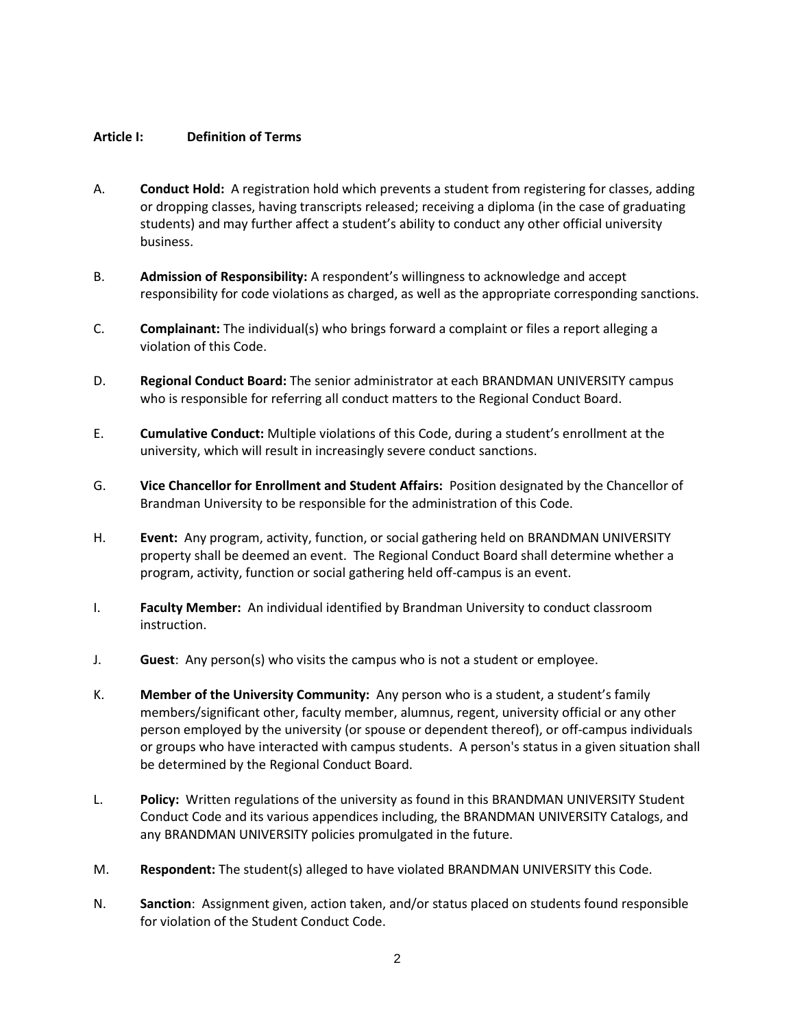**Article I: Definition of Terms**

A. **Conduct Hold:** A registration hold which prevents a student from registering for classes, adding or dropping classes, having transcripts released; receiving a diploma (in the case of graduating students) and may further affect a student's ability to conduct any other official university business.

B. **Admission of Responsibility:** A respondent's willingness to acknowledge and accept responsibility for code violations as charged, as well as the appropriate corresponding sanctions.

C. **Complainant:** The individual(s) who brings forward a complaint or files a report alleging a violation of this Code.

D. **Regional Conduct Board:** The senior administrator at each BRANDMAN UNIVERSITY campus who is responsible for referring all conduct matters to the Regional Conduct Board.

E. **Cumulative Conduct:** Multiple violations of this Code, during a student's enrollment at the university, which will result in increasingly severe conduct sanctions.

G. **Vice Chancellor for Enrollment and Student Affairs:** Position designated by the Chancellor of Brandman University to be responsible for the administration of this Code.

H. **Event:** Any program, activity, function, or social gathering held on BRANDMAN UNIVERSITY property shall be deemed an event. The Regional Conduct Board shall determine whether a program, activity, function or social gathering held off-campus is an event.

I. **Faculty Member:** An individual identified by Brandman University to conduct classroom instruction.

J. **Guest**: Any person(s) who visits the campus who is not a student or employee.

K. **Member of the University Community:** Any person who is a student, a student's family members/significant other, faculty member, alumnus, regent, university official or any other person employed by the university (or spouse or dependent thereof), or off-campus individuals or groups who have interacted with campus students. A person's status in a given situation shall be determined by the Regional Conduct Board.

L. **Policy:** Written regulations of the university as found in this BRANDMAN UNIVERSITY Student Conduct Code and its various appendices including, the BRANDMAN UNIVERSITY Catalogs, and any BRANDMAN UNIVERSITY policies promulgated in the future.

M. **Respondent:** The student(s) alleged to have violated BRANDMAN UNIVERSITY this Code.

N. **Sanction**: Assignment given, action taken, and/or status placed on students found responsible for violation of the Student Conduct Code.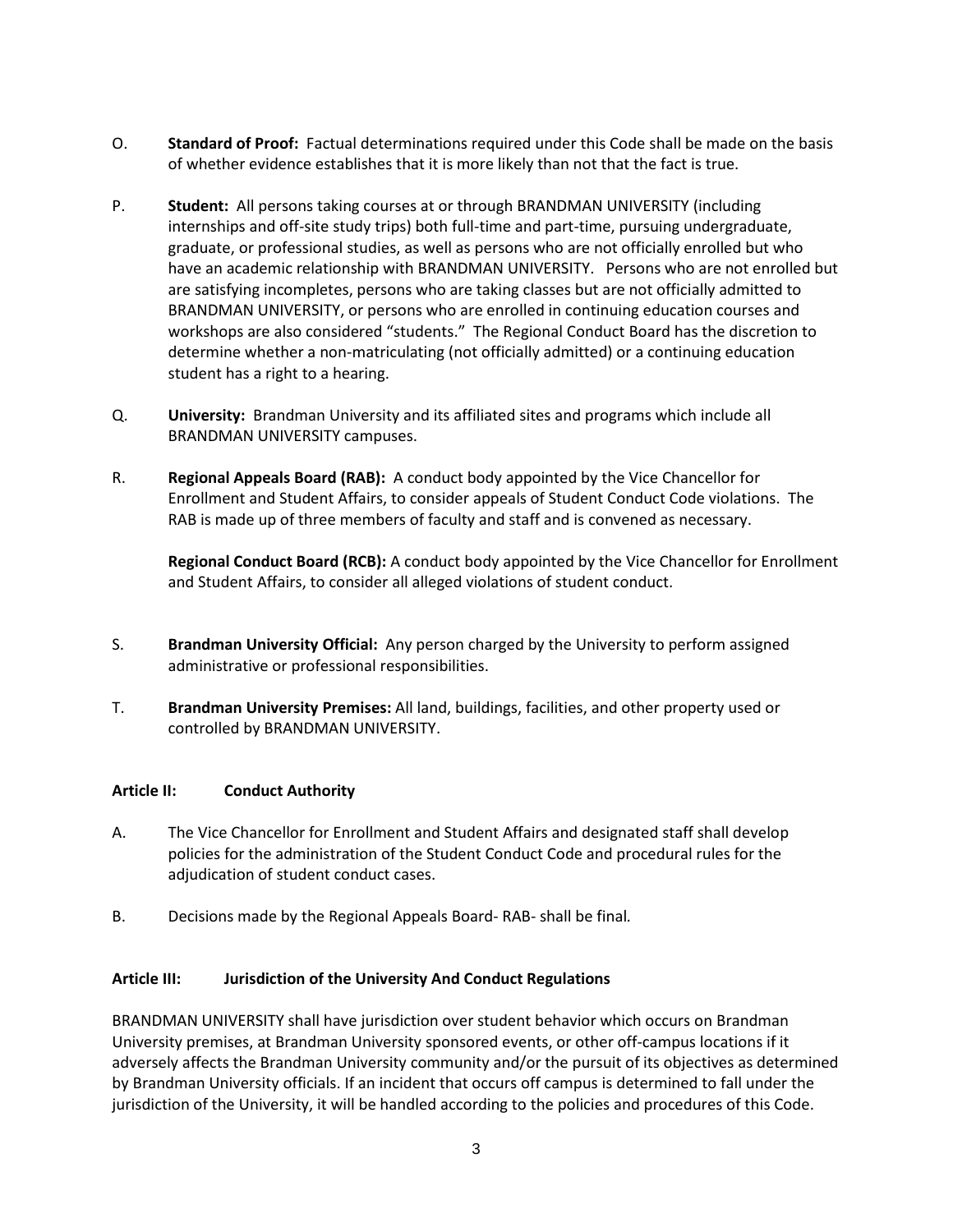O. **Standard of Proof:** Factual determinations required under this Code shall be made on the basis of whether evidence establishes that it is more likely than not that the fact is true.

P. **Student:** All persons taking courses at or through BRANDMAN UNIVERSITY (including internships and off-site study trips) both full-time and part-time, pursuing undergraduate, graduate, or professional studies, as well as persons who are not officially enrolled but who have an academic relationship with BRANDMAN UNIVERSITY. Persons who are not enrolled but are satisfying incompletes, persons who are taking classes but are not officially admitted to BRANDMAN UNIVERSITY, or persons who are enrolled in continuing education courses and workshops are also considered "students." The Regional Conduct Board has the discretion to determine whether a non-matriculating (not officially admitted) or a continuing education student has a right to a hearing.

Q. **University:** Brandman University and its affiliated sites and programs which include all BRANDMAN UNIVERSITY campuses.

R. **Regional Appeals Board (RAB):** A conduct body appointed by the Vice Chancellor for Enrollment and Student Affairs, to consider appeals of Student Conduct Code violations. The RAB is made up of three members of faculty and staff and is convened as necessary.

**Regional Conduct Board (RCB):** A conduct body appointed by the Vice Chancellor for Enrollment and Student Affairs, to consider all alleged violations of student conduct.

S. **Brandman University Official:** Any person charged by the University to perform assigned administrative or professional responsibilities.

T. **Brandman University Premises:** All land, buildings, facilities, and other property used or controlled by BRANDMAN UNIVERSITY.

## Article II: Conduct Authority

A. The Vice Chancellor for Enrollment and Student Affairs and designated staff shall develop policies for the administration of the Student Conduct Code and procedural rules for the adjudication of student conduct cases.

B. Decisions made by the Regional Appeals Board- RAB- shall be final.

## Article III: Jurisdiction of the University And Conduct Regulations

BRANDMAN UNIVERSITY shall have jurisdiction over student behavior which occurs on Brandman University premises, at Brandman University sponsored events, or other off-campus locations if it adversely affects the Brandman University community and/or the pursuit of its objectives as determined by Brandman University officials. If an incident that occurs off campus is determined to fall under the jurisdiction of the University, it will be handled according to the policies and procedures of this Code.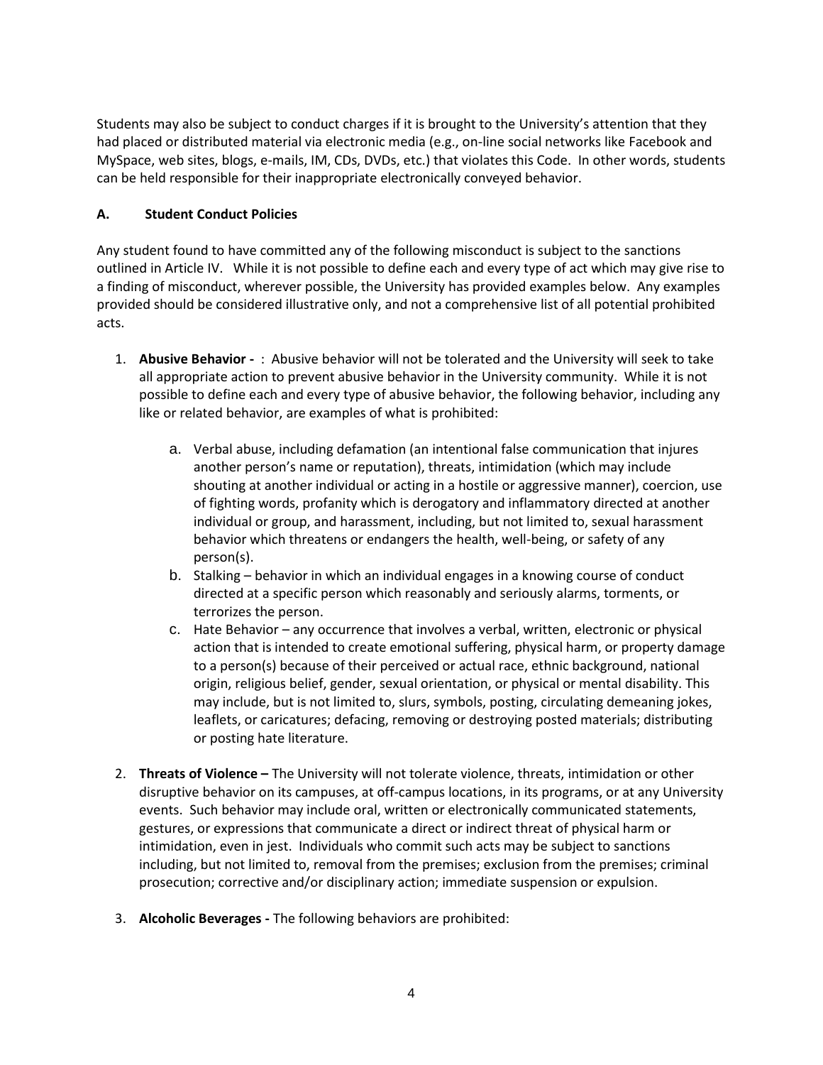Students may also be subject to conduct charges if it is brought to the University's attention that they had placed or distributed material via electronic media (e.g., on-line social networks like Facebook and MySpace, web sites, blogs, e-mails, IM, CDs, DVDs, etc.) that violates this Code. In other words, students can be held responsible for their inappropriate electronically conveyed behavior.

### A. Student Conduct Policies

Any student found to have committed any of the following misconduct is subject to the sanctions outlined in Article IV. While it is not possible to define each and every type of act which may give rise to a finding of misconduct, wherever possible, the University has provided examples below. Any examples provided should be considered illustrative only, and not a comprehensive list of all potential prohibited acts.

1. **Abusive Behavior -** : Abusive behavior will not be tolerated and the University will seek to take all appropriate action to prevent abusive behavior in the University community. While it is not possible to define each and every type of abusive behavior, the following behavior, including any like or related behavior, are examples of what is prohibited:

    a. Verbal abuse, including defamation (an intentional false communication that injures another person's name or reputation), threats, intimidation (which may include shouting at another individual or acting in a hostile or aggressive manner), coercion, use of fighting words, profanity which is derogatory and inflammatory directed at another individual or group, and harassment, including, but not limited to, sexual harassment behavior which threatens or endangers the health, well-being, or safety of any person(s).

    b. Stalking – behavior in which an individual engages in a knowing course of conduct directed at a specific person which reasonably and seriously alarms, torments, or terrorizes the person.

    c. Hate Behavior – any occurrence that involves a verbal, written, electronic or physical action that is intended to create emotional suffering, physical harm, or property damage to a person(s) because of their perceived or actual race, ethnic background, national origin, religious belief, gender, sexual orientation, or physical or mental disability. This may include, but is not limited to, slurs, symbols, posting, circulating demeaning jokes, leaflets, or caricatures; defacing, removing or destroying posted materials; distributing or posting hate literature.

2. **Threats of Violence –** The University will not tolerate violence, threats, intimidation or other disruptive behavior on its campuses, at off-campus locations, in its programs, or at any University events. Such behavior may include oral, written or electronically communicated statements, gestures, or expressions that communicate a direct or indirect threat of physical harm or intimidation, even in jest. Individuals who commit such acts may be subject to sanctions including, but not limited to, removal from the premises; exclusion from the premises; criminal prosecution; corrective and/or disciplinary action; immediate suspension or expulsion.

3. **Alcoholic Beverages -** The following behaviors are prohibited: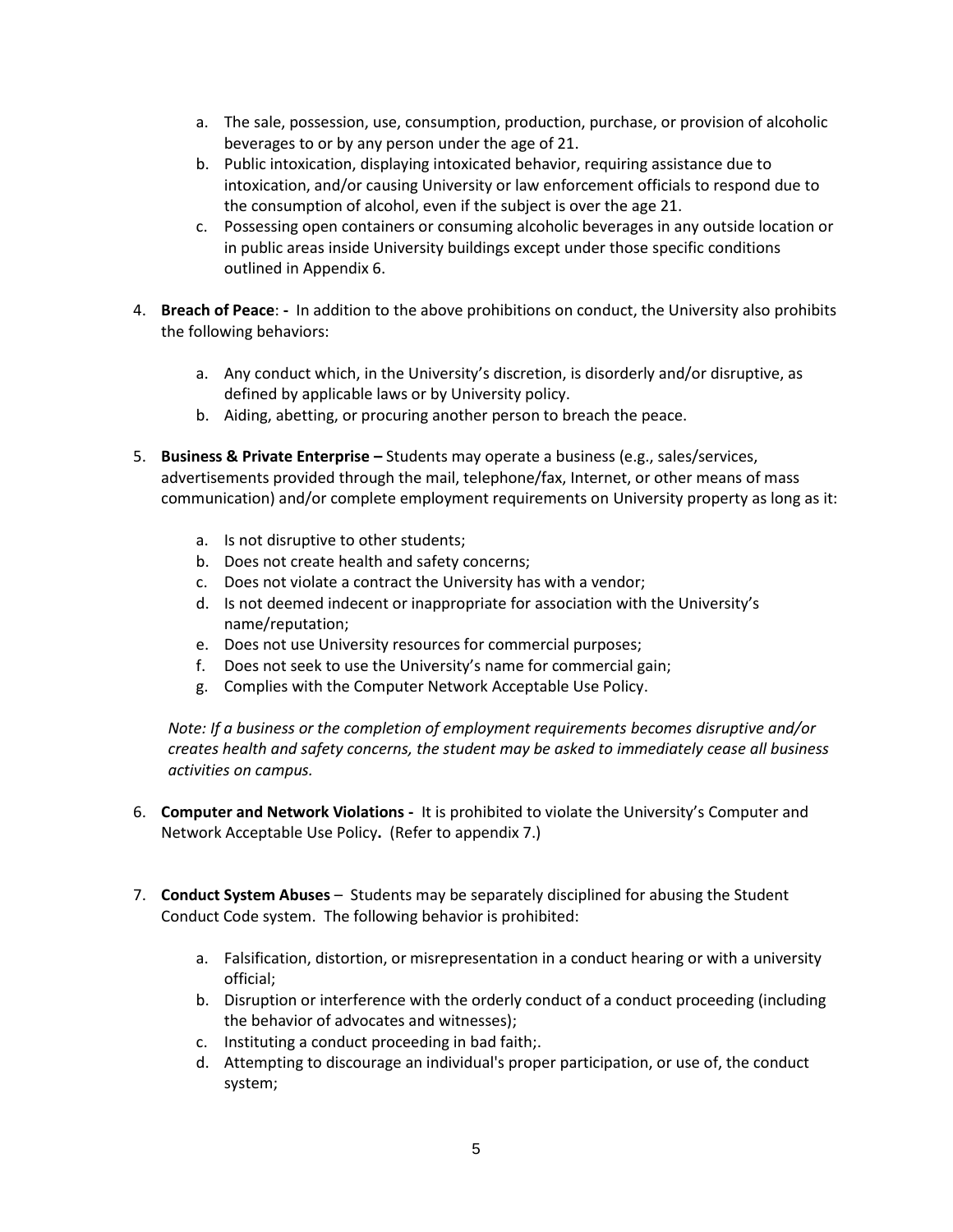a. The sale, possession, use, consumption, production, purchase, or provision of alcoholic beverages to or by any person under the age of 21.
   b. Public intoxication, displaying intoxicated behavior, requiring assistance due to intoxication, and/or causing University or law enforcement officials to respond due to the consumption of alcohol, even if the subject is over the age 21.
   c. Possessing open containers or consuming alcoholic beverages in any outside location or in public areas inside University buildings except under those specific conditions outlined in Appendix 6.

4. **Breach of Peace**: **-** In addition to the above prohibitions on conduct, the University also prohibits the following behaviors:

   a. Any conduct which, in the University's discretion, is disorderly and/or disruptive, as defined by applicable laws or by University policy.
   b. Aiding, abetting, or procuring another person to breach the peace.

5. **Business & Private Enterprise –** Students may operate a business (e.g., sales/services, advertisements provided through the mail, telephone/fax, Internet, or other means of mass communication) and/or complete employment requirements on University property as long as it:

   a. Is not disruptive to other students;
   b. Does not create health and safety concerns;
   c. Does not violate a contract the University has with a vendor;
   d. Is not deemed indecent or inappropriate for association with the University's name/reputation;
   e. Does not use University resources for commercial purposes;
   f. Does not seek to use the University's name for commercial gain;
   g. Complies with the Computer Network Acceptable Use Policy.

   *Note: If a business or the completion of employment requirements becomes disruptive and/or creates health and safety concerns, the student may be asked to immediately cease all business activities on campus.*

6. **Computer and Network Violations -** It is prohibited to violate the University's Computer and Network Acceptable Use Policy**.** (Refer to appendix 7.)

7. **Conduct System Abuses** – Students may be separately disciplined for abusing the Student Conduct Code system. The following behavior is prohibited:

   a. Falsification, distortion, or misrepresentation in a conduct hearing or with a university official;
   b. Disruption or interference with the orderly conduct of a conduct proceeding (including the behavior of advocates and witnesses);
   c. Instituting a conduct proceeding in bad faith;.
   d. Attempting to discourage an individual's proper participation, or use of, the conduct system;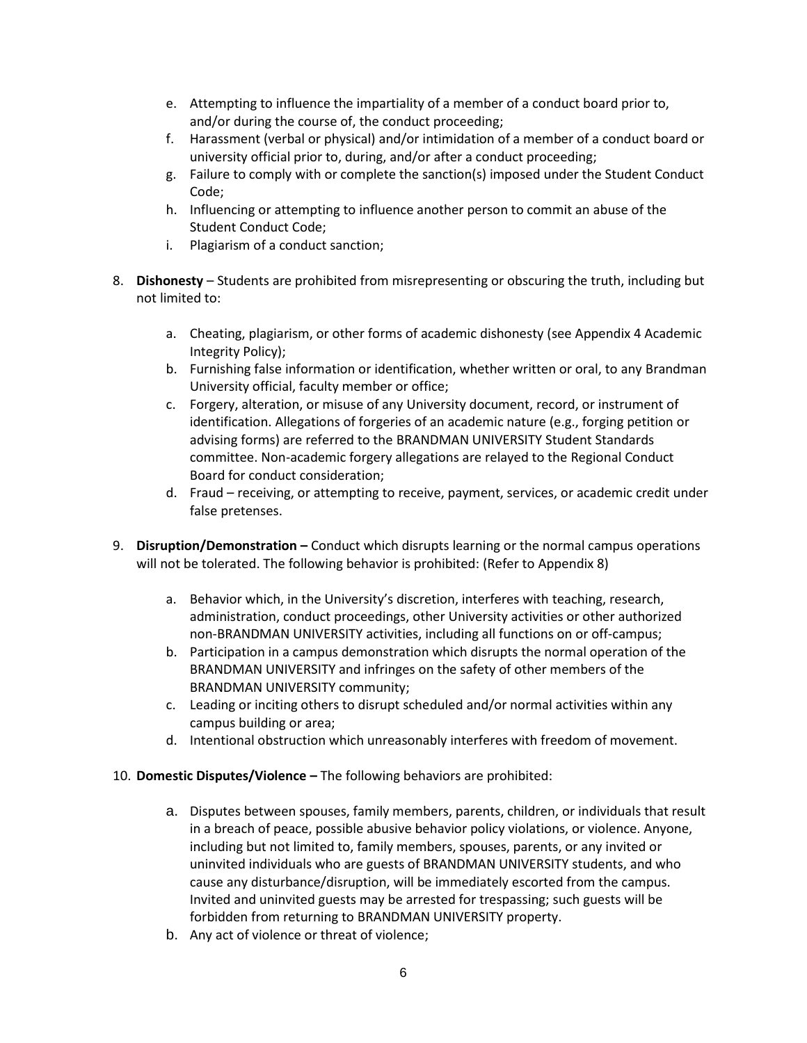e. Attempting to influence the impartiality of a member of a conduct board prior to, and/or during the course of, the conduct proceeding;
f. Harassment (verbal or physical) and/or intimidation of a member of a conduct board or university official prior to, during, and/or after a conduct proceeding;
g. Failure to comply with or complete the sanction(s) imposed under the Student Conduct Code;
h. Influencing or attempting to influence another person to commit an abuse of the Student Conduct Code;
i. Plagiarism of a conduct sanction;

8. **Dishonesty** – Students are prohibited from misrepresenting or obscuring the truth, including but not limited to:

   a. Cheating, plagiarism, or other forms of academic dishonesty (see Appendix 4 Academic Integrity Policy);
   b. Furnishing false information or identification, whether written or oral, to any Brandman University official, faculty member or office;
   c. Forgery, alteration, or misuse of any University document, record, or instrument of identification. Allegations of forgeries of an academic nature (e.g., forging petition or advising forms) are referred to the BRANDMAN UNIVERSITY Student Standards committee. Non-academic forgery allegations are relayed to the Regional Conduct Board for conduct consideration;
   d. Fraud – receiving, or attempting to receive, payment, services, or academic credit under false pretenses.

9. **Disruption/Demonstration –** Conduct which disrupts learning or the normal campus operations will not be tolerated. The following behavior is prohibited: (Refer to Appendix 8)

   a. Behavior which, in the University's discretion, interferes with teaching, research, administration, conduct proceedings, other University activities or other authorized non-BRANDMAN UNIVERSITY activities, including all functions on or off-campus;
   b. Participation in a campus demonstration which disrupts the normal operation of the BRANDMAN UNIVERSITY and infringes on the safety of other members of the BRANDMAN UNIVERSITY community;
   c. Leading or inciting others to disrupt scheduled and/or normal activities within any campus building or area;
   d. Intentional obstruction which unreasonably interferes with freedom of movement.

10. **Domestic Disputes/Violence –** The following behaviors are prohibited:

    a. Disputes between spouses, family members, parents, children, or individuals that result in a breach of peace, possible abusive behavior policy violations, or violence. Anyone, including but not limited to, family members, spouses, parents, or any invited or uninvited individuals who are guests of BRANDMAN UNIVERSITY students, and who cause any disturbance/disruption, will be immediately escorted from the campus. Invited and uninvited guests may be arrested for trespassing; such guests will be forbidden from returning to BRANDMAN UNIVERSITY property.
    b. Any act of violence or threat of violence;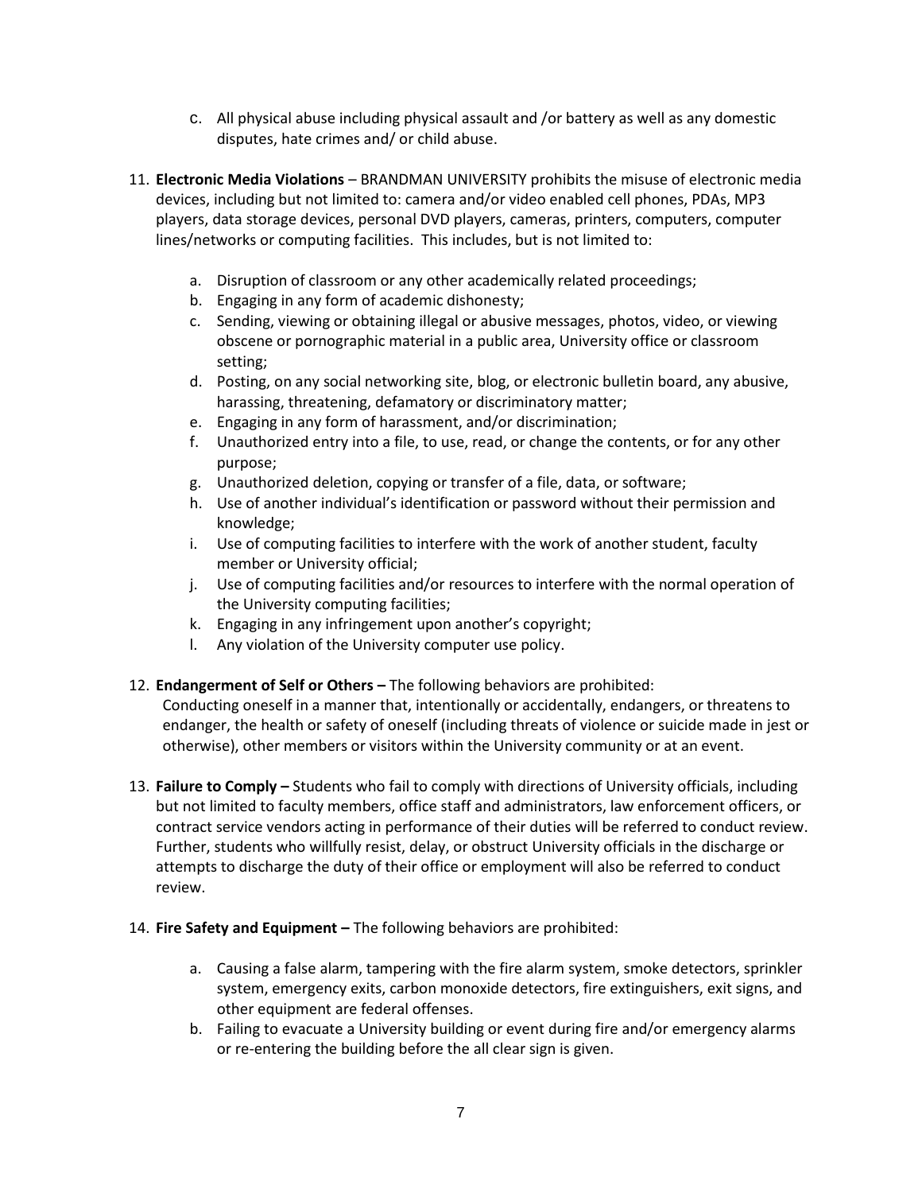c. All physical abuse including physical assault and /or battery as well as any domestic disputes, hate crimes and/ or child abuse.

11. **Electronic Media Violations** – BRANDMAN UNIVERSITY prohibits the misuse of electronic media devices, including but not limited to: camera and/or video enabled cell phones, PDAs, MP3 players, data storage devices, personal DVD players, cameras, printers, computers, computer lines/networks or computing facilities. This includes, but is not limited to:

    a. Disruption of classroom or any other academically related proceedings;
    b. Engaging in any form of academic dishonesty;
    c. Sending, viewing or obtaining illegal or abusive messages, photos, video, or viewing obscene or pornographic material in a public area, University office or classroom setting;
    d. Posting, on any social networking site, blog, or electronic bulletin board, any abusive, harassing, threatening, defamatory or discriminatory matter;
    e. Engaging in any form of harassment, and/or discrimination;
    f. Unauthorized entry into a file, to use, read, or change the contents, or for any other purpose;
    g. Unauthorized deletion, copying or transfer of a file, data, or software;
    h. Use of another individual's identification or password without their permission and knowledge;
    i. Use of computing facilities to interfere with the work of another student, faculty member or University official;
    j. Use of computing facilities and/or resources to interfere with the normal operation of the University computing facilities;
    k. Engaging in any infringement upon another's copyright;
    l. Any violation of the University computer use policy.

12. **Endangerment of Self or Others –** The following behaviors are prohibited:
    Conducting oneself in a manner that, intentionally or accidentally, endangers, or threatens to endanger, the health or safety of oneself (including threats of violence or suicide made in jest or otherwise), other members or visitors within the University community or at an event.

13. **Failure to Comply –** Students who fail to comply with directions of University officials, including but not limited to faculty members, office staff and administrators, law enforcement officers, or contract service vendors acting in performance of their duties will be referred to conduct review. Further, students who willfully resist, delay, or obstruct University officials in the discharge or attempts to discharge the duty of their office or employment will also be referred to conduct review.

14. **Fire Safety and Equipment –** The following behaviors are prohibited:

    a. Causing a false alarm, tampering with the fire alarm system, smoke detectors, sprinkler system, emergency exits, carbon monoxide detectors, fire extinguishers, exit signs, and other equipment are federal offenses.
    b. Failing to evacuate a University building or event during fire and/or emergency alarms or re-entering the building before the all clear sign is given.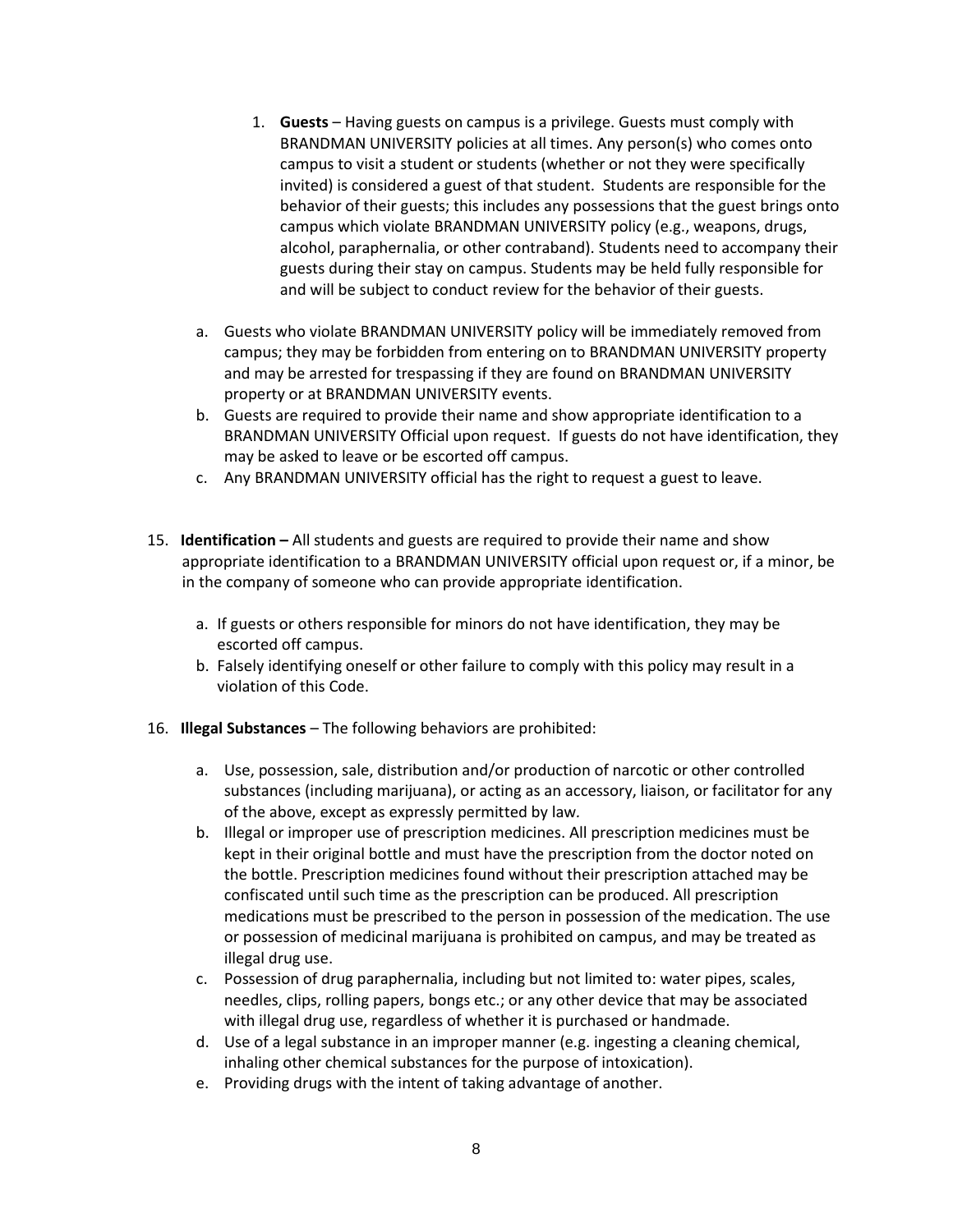1. **Guests** – Having guests on campus is a privilege. Guests must comply with BRANDMAN UNIVERSITY policies at all times. Any person(s) who comes onto campus to visit a student or students (whether or not they were specifically invited) is considered a guest of that student. Students are responsible for the behavior of their guests; this includes any possessions that the guest brings onto campus which violate BRANDMAN UNIVERSITY policy (e.g., weapons, drugs, alcohol, paraphernalia, or other contraband). Students need to accompany their guests during their stay on campus. Students may be held fully responsible for and will be subject to conduct review for the behavior of their guests.

   a. Guests who violate BRANDMAN UNIVERSITY policy will be immediately removed from campus; they may be forbidden from entering on to BRANDMAN UNIVERSITY property and may be arrested for trespassing if they are found on BRANDMAN UNIVERSITY property or at BRANDMAN UNIVERSITY events.
   b. Guests are required to provide their name and show appropriate identification to a BRANDMAN UNIVERSITY Official upon request. If guests do not have identification, they may be asked to leave or be escorted off campus.
   c. Any BRANDMAN UNIVERSITY official has the right to request a guest to leave.

15. **Identification –** All students and guests are required to provide their name and show appropriate identification to a BRANDMAN UNIVERSITY official upon request or, if a minor, be in the company of someone who can provide appropriate identification.

    a. If guests or others responsible for minors do not have identification, they may be escorted off campus.
    b. Falsely identifying oneself or other failure to comply with this policy may result in a violation of this Code.

16. **Illegal Substances** – The following behaviors are prohibited:

    a. Use, possession, sale, distribution and/or production of narcotic or other controlled substances (including marijuana), or acting as an accessory, liaison, or facilitator for any of the above, except as expressly permitted by law.
    b. Illegal or improper use of prescription medicines. All prescription medicines must be kept in their original bottle and must have the prescription from the doctor noted on the bottle. Prescription medicines found without their prescription attached may be confiscated until such time as the prescription can be produced. All prescription medications must be prescribed to the person in possession of the medication. The use or possession of medicinal marijuana is prohibited on campus, and may be treated as illegal drug use.
    c. Possession of drug paraphernalia, including but not limited to: water pipes, scales, needles, clips, rolling papers, bongs etc.; or any other device that may be associated with illegal drug use, regardless of whether it is purchased or handmade.
    d. Use of a legal substance in an improper manner (e.g. ingesting a cleaning chemical, inhaling other chemical substances for the purpose of intoxication).
    e. Providing drugs with the intent of taking advantage of another.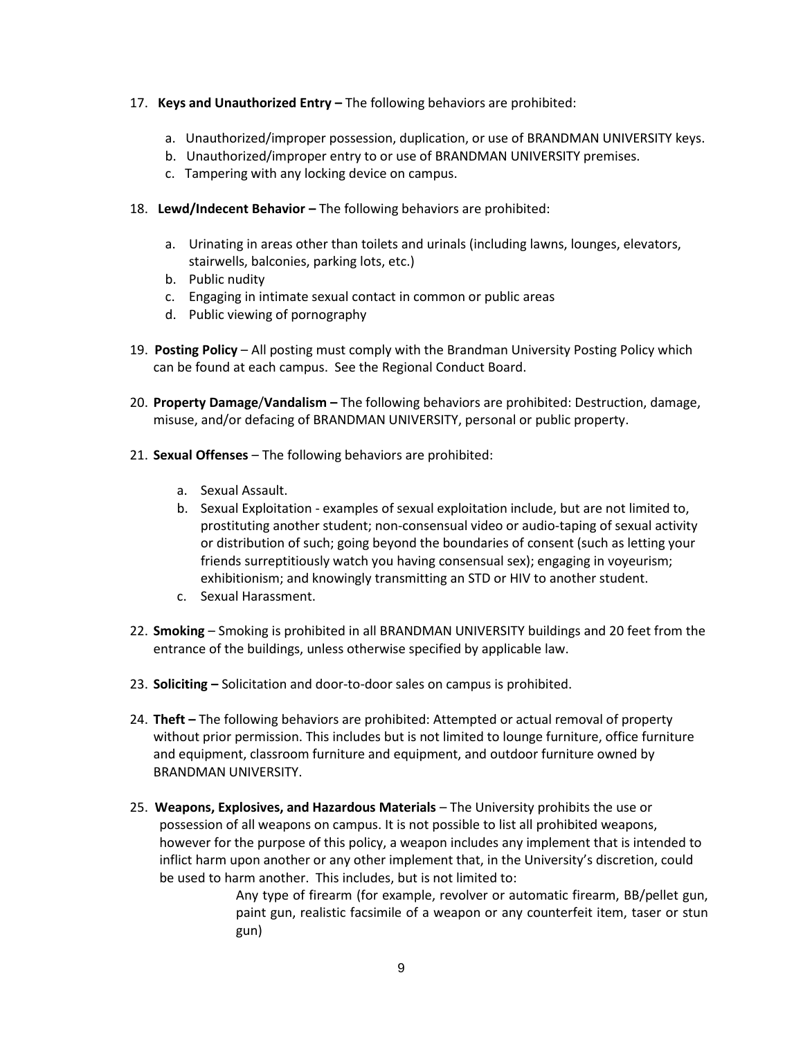17. **Keys and Unauthorized Entry –** The following behaviors are prohibited:

    a. Unauthorized/improper possession, duplication, or use of BRANDMAN UNIVERSITY keys.
    b. Unauthorized/improper entry to or use of BRANDMAN UNIVERSITY premises.
    c. Tampering with any locking device on campus.

18. **Lewd/Indecent Behavior –** The following behaviors are prohibited:

    a. Urinating in areas other than toilets and urinals (including lawns, lounges, elevators, stairwells, balconies, parking lots, etc.)
    b. Public nudity
    c. Engaging in intimate sexual contact in common or public areas
    d. Public viewing of pornography

19. **Posting Policy** – All posting must comply with the Brandman University Posting Policy which can be found at each campus. See the Regional Conduct Board.

20. **Property Damage/Vandalism –** The following behaviors are prohibited: Destruction, damage, misuse, and/or defacing of BRANDMAN UNIVERSITY, personal or public property.

21. **Sexual Offenses** – The following behaviors are prohibited:

    a. Sexual Assault.
    b. Sexual Exploitation - examples of sexual exploitation include, but are not limited to, prostituting another student; non-consensual video or audio-taping of sexual activity or distribution of such; going beyond the boundaries of consent (such as letting your friends surreptitiously watch you having consensual sex); engaging in voyeurism; exhibitionism; and knowingly transmitting an STD or HIV to another student.
    c. Sexual Harassment.

22. **Smoking** – Smoking is prohibited in all BRANDMAN UNIVERSITY buildings and 20 feet from the entrance of the buildings, unless otherwise specified by applicable law.

23. **Soliciting –** Solicitation and door-to-door sales on campus is prohibited.

24. **Theft –** The following behaviors are prohibited: Attempted or actual removal of property without prior permission. This includes but is not limited to lounge furniture, office furniture and equipment, classroom furniture and equipment, and outdoor furniture owned by BRANDMAN UNIVERSITY.

25. **Weapons, Explosives, and Hazardous Materials** – The University prohibits the use or possession of all weapons on campus. It is not possible to list all prohibited weapons, however for the purpose of this policy, a weapon includes any implement that is intended to inflict harm upon another or any other implement that, in the University's discretion, could be used to harm another. This includes, but is not limited to:

    Any type of firearm (for example, revolver or automatic firearm, BB/pellet gun, paint gun, realistic facsimile of a weapon or any counterfeit item, taser or stun gun)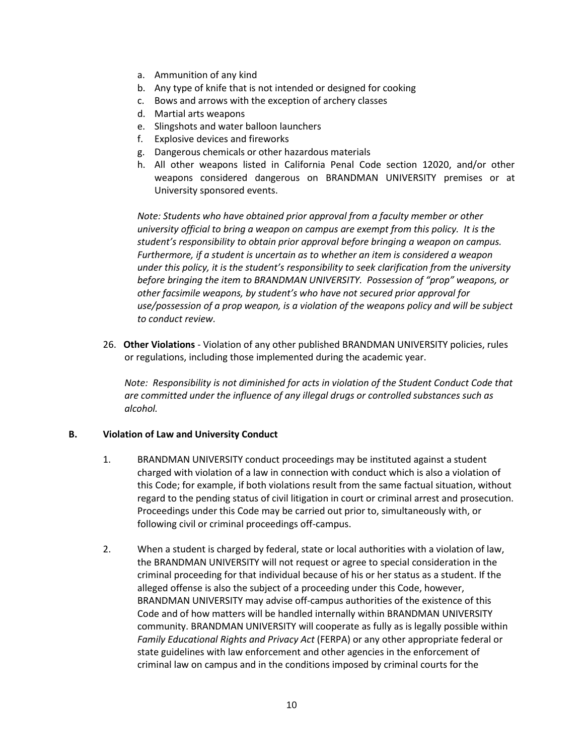a. Ammunition of any kind
b. Any type of knife that is not intended or designed for cooking
c. Bows and arrows with the exception of archery classes
d. Martial arts weapons
e. Slingshots and water balloon launchers
f. Explosive devices and fireworks
g. Dangerous chemicals or other hazardous materials
h. All other weapons listed in California Penal Code section 12020, and/or other weapons considered dangerous on BRANDMAN UNIVERSITY premises or at University sponsored events.

*Note: Students who have obtained prior approval from a faculty member or other university official to bring a weapon on campus are exempt from this policy. It is the student's responsibility to obtain prior approval before bringing a weapon on campus. Furthermore, if a student is uncertain as to whether an item is considered a weapon under this policy, it is the student's responsibility to seek clarification from the university before bringing the item to BRANDMAN UNIVERSITY. Possession of "prop" weapons, or other facsimile weapons, by student's who have not secured prior approval for use/possession of a prop weapon, is a violation of the weapons policy and will be subject to conduct review.*

26. **Other Violations** - Violation of any other published BRANDMAN UNIVERSITY policies, rules or regulations, including those implemented during the academic year.

    *Note: Responsibility is not diminished for acts in violation of the Student Conduct Code that are committed under the influence of any illegal drugs or controlled substances such as alcohol.*

**B. Violation of Law and University Conduct**

1. BRANDMAN UNIVERSITY conduct proceedings may be instituted against a student charged with violation of a law in connection with conduct which is also a violation of this Code; for example, if both violations result from the same factual situation, without regard to the pending status of civil litigation in court or criminal arrest and prosecution. Proceedings under this Code may be carried out prior to, simultaneously with, or following civil or criminal proceedings off-campus.

2. When a student is charged by federal, state or local authorities with a violation of law, the BRANDMAN UNIVERSITY will not request or agree to special consideration in the criminal proceeding for that individual because of his or her status as a student. If the alleged offense is also the subject of a proceeding under this Code, however, BRANDMAN UNIVERSITY may advise off-campus authorities of the existence of this Code and of how matters will be handled internally within BRANDMAN UNIVERSITY community. BRANDMAN UNIVERSITY will cooperate as fully as is legally possible within *Family Educational Rights and Privacy Act* (FERPA) or any other appropriate federal or state guidelines with law enforcement and other agencies in the enforcement of criminal law on campus and in the conditions imposed by criminal courts for the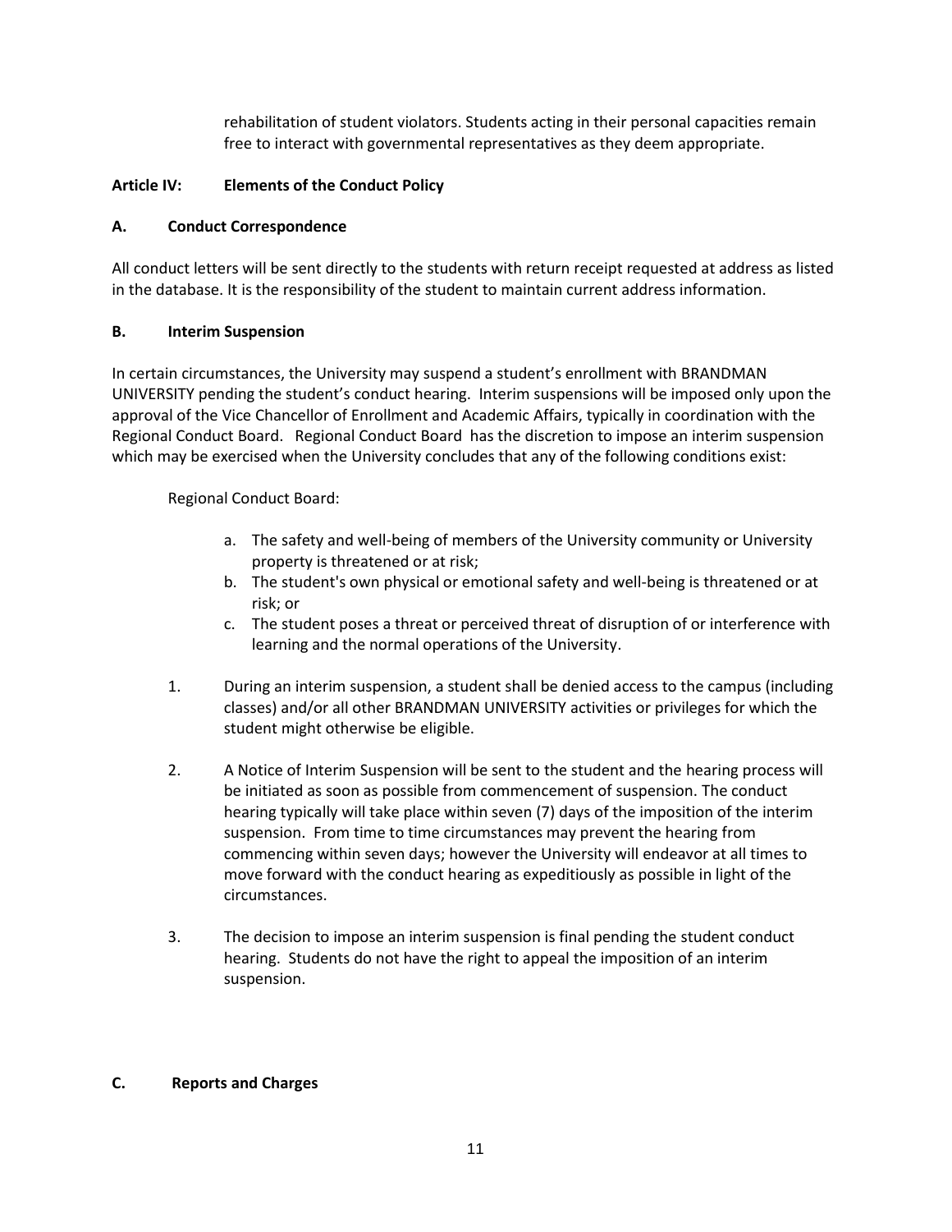rehabilitation of student violators. Students acting in their personal capacities remain free to interact with governmental representatives as they deem appropriate.

## Article IV: Elements of the Conduct Policy

### A. Conduct Correspondence

All conduct letters will be sent directly to the students with return receipt requested at address as listed in the database. It is the responsibility of the student to maintain current address information.

### B. Interim Suspension

In certain circumstances, the University may suspend a student's enrollment with BRANDMAN UNIVERSITY pending the student's conduct hearing. Interim suspensions will be imposed only upon the approval of the Vice Chancellor of Enrollment and Academic Affairs, typically in coordination with the Regional Conduct Board. Regional Conduct Board has the discretion to impose an interim suspension which may be exercised when the University concludes that any of the following conditions exist:

Regional Conduct Board:

a. The safety and well-being of members of the University community or University property is threatened or at risk;
b. The student's own physical or emotional safety and well-being is threatened or at risk; or
c. The student poses a threat or perceived threat of disruption of or interference with learning and the normal operations of the University.

1. During an interim suspension, a student shall be denied access to the campus (including classes) and/or all other BRANDMAN UNIVERSITY activities or privileges for which the student might otherwise be eligible.

2. A Notice of Interim Suspension will be sent to the student and the hearing process will be initiated as soon as possible from commencement of suspension. The conduct hearing typically will take place within seven (7) days of the imposition of the interim suspension. From time to time circumstances may prevent the hearing from commencing within seven days; however the University will endeavor at all times to move forward with the conduct hearing as expeditiously as possible in light of the circumstances.

3. The decision to impose an interim suspension is final pending the student conduct hearing. Students do not have the right to appeal the imposition of an interim suspension.

### C. Reports and Charges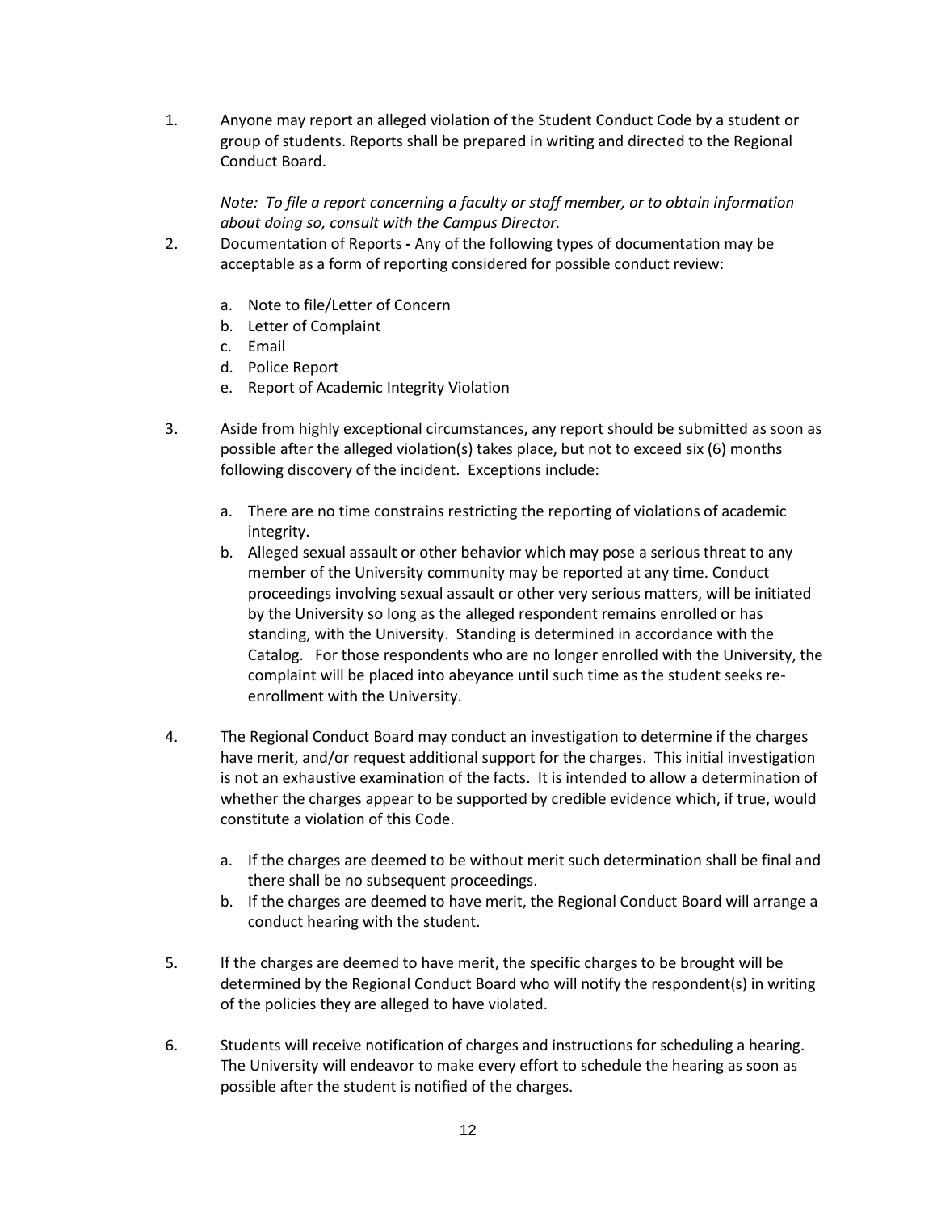1. Anyone may report an alleged violation of the Student Conduct Code by a student or group of students. Reports shall be prepared in writing and directed to the Regional Conduct Board.

   *Note: To file a report concerning a faculty or staff member, or to obtain information about doing so, consult with the Campus Director.*

2. Documentation of Reports **-** Any of the following types of documentation may be acceptable as a form of reporting considered for possible conduct review:

   a. Note to file/Letter of Concern
   b. Letter of Complaint
   c. Email
   d. Police Report
   e. Report of Academic Integrity Violation

3. Aside from highly exceptional circumstances, any report should be submitted as soon as possible after the alleged violation(s) takes place, but not to exceed six (6) months following discovery of the incident. Exceptions include:

   a. There are no time constrains restricting the reporting of violations of academic integrity.
   b. Alleged sexual assault or other behavior which may pose a serious threat to any member of the University community may be reported at any time. Conduct proceedings involving sexual assault or other very serious matters, will be initiated by the University so long as the alleged respondent remains enrolled or has standing, with the University. Standing is determined in accordance with the Catalog. For those respondents who are no longer enrolled with the University, the complaint will be placed into abeyance until such time as the student seeks re-enrollment with the University.

4. The Regional Conduct Board may conduct an investigation to determine if the charges have merit, and/or request additional support for the charges. This initial investigation is not an exhaustive examination of the facts. It is intended to allow a determination of whether the charges appear to be supported by credible evidence which, if true, would constitute a violation of this Code.

   a. If the charges are deemed to be without merit such determination shall be final and there shall be no subsequent proceedings.
   b. If the charges are deemed to have merit, the Regional Conduct Board will arrange a conduct hearing with the student.

5. If the charges are deemed to have merit, the specific charges to be brought will be determined by the Regional Conduct Board who will notify the respondent(s) in writing of the policies they are alleged to have violated.

6. Students will receive notification of charges and instructions for scheduling a hearing. The University will endeavor to make every effort to schedule the hearing as soon as possible after the student is notified of the charges.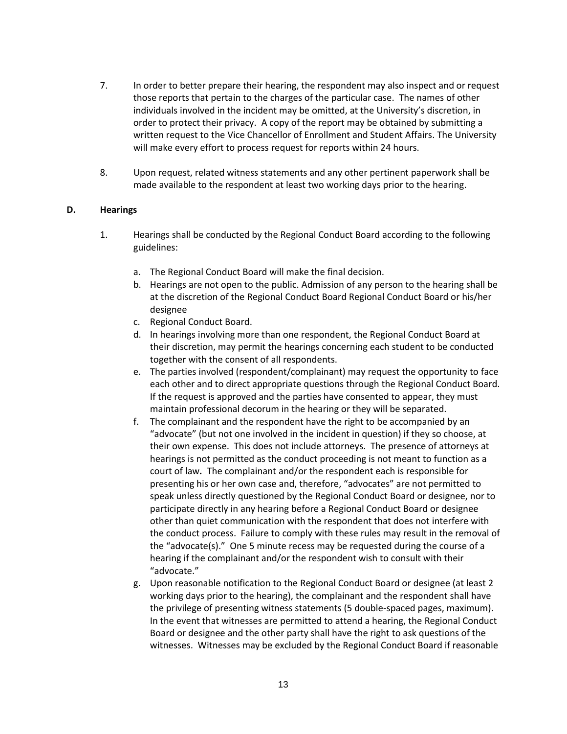7. In order to better prepare their hearing, the respondent may also inspect and or request those reports that pertain to the charges of the particular case. The names of other individuals involved in the incident may be omitted, at the University's discretion, in order to protect their privacy. A copy of the report may be obtained by submitting a written request to the Vice Chancellor of Enrollment and Student Affairs. The University will make every effort to process request for reports within 24 hours.

8. Upon request, related witness statements and any other pertinent paperwork shall be made available to the respondent at least two working days prior to the hearing.

## D. Hearings

1. Hearings shall be conducted by the Regional Conduct Board according to the following guidelines:

   a. The Regional Conduct Board will make the final decision.
   b. Hearings are not open to the public. Admission of any person to the hearing shall be at the discretion of the Regional Conduct Board Regional Conduct Board or his/her designee
   c. Regional Conduct Board.
   d. In hearings involving more than one respondent, the Regional Conduct Board at their discretion, may permit the hearings concerning each student to be conducted together with the consent of all respondents.
   e. The parties involved (respondent/complainant) may request the opportunity to face each other and to direct appropriate questions through the Regional Conduct Board. If the request is approved and the parties have consented to appear, they must maintain professional decorum in the hearing or they will be separated.
   f. The complainant and the respondent have the right to be accompanied by an "advocate" (but not one involved in the incident in question) if they so choose, at their own expense. This does not include attorneys. The presence of attorneys at hearings is not permitted as the conduct proceeding is not meant to function as a court of law. The complainant and/or the respondent each is responsible for presenting his or her own case and, therefore, "advocates" are not permitted to speak unless directly questioned by the Regional Conduct Board or designee, nor to participate directly in any hearing before a Regional Conduct Board or designee other than quiet communication with the respondent that does not interfere with the conduct process. Failure to comply with these rules may result in the removal of the "advocate(s)." One 5 minute recess may be requested during the course of a hearing if the complainant and/or the respondent wish to consult with their "advocate."
   g. Upon reasonable notification to the Regional Conduct Board or designee (at least 2 working days prior to the hearing), the complainant and the respondent shall have the privilege of presenting witness statements (5 double-spaced pages, maximum). In the event that witnesses are permitted to attend a hearing, the Regional Conduct Board or designee and the other party shall have the right to ask questions of the witnesses. Witnesses may be excluded by the Regional Conduct Board if reasonable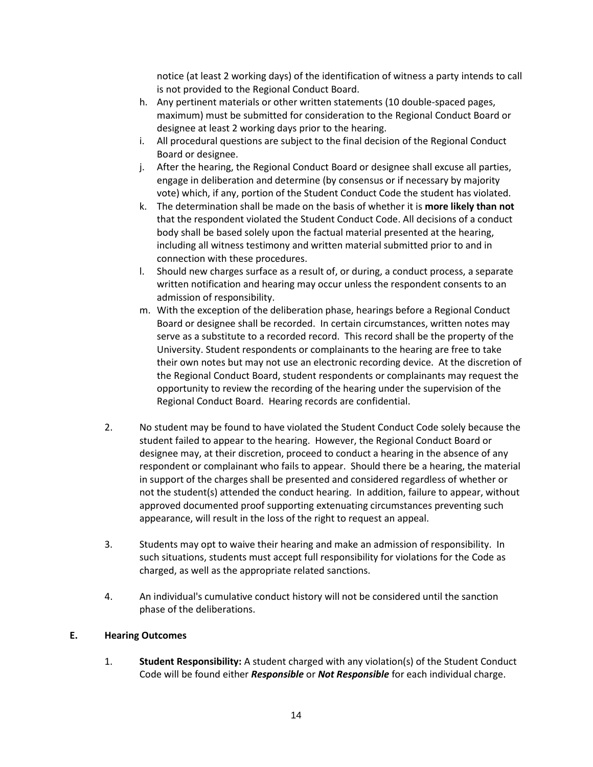notice (at least 2 working days) of the identification of witness a party intends to call is not provided to the Regional Conduct Board.

h. Any pertinent materials or other written statements (10 double-spaced pages, maximum) must be submitted for consideration to the Regional Conduct Board or designee at least 2 working days prior to the hearing.
i. All procedural questions are subject to the final decision of the Regional Conduct Board or designee.
j. After the hearing, the Regional Conduct Board or designee shall excuse all parties, engage in deliberation and determine (by consensus or if necessary by majority vote) which, if any, portion of the Student Conduct Code the student has violated.
k. The determination shall be made on the basis of whether it is **more likely than not** that the respondent violated the Student Conduct Code. All decisions of a conduct body shall be based solely upon the factual material presented at the hearing, including all witness testimony and written material submitted prior to and in connection with these procedures.
l. Should new charges surface as a result of, or during, a conduct process, a separate written notification and hearing may occur unless the respondent consents to an admission of responsibility.
m. With the exception of the deliberation phase, hearings before a Regional Conduct Board or designee shall be recorded. In certain circumstances, written notes may serve as a substitute to a recorded record. This record shall be the property of the University. Student respondents or complainants to the hearing are free to take their own notes but may not use an electronic recording device. At the discretion of the Regional Conduct Board, student respondents or complainants may request the opportunity to review the recording of the hearing under the supervision of the Regional Conduct Board. Hearing records are confidential.

2. No student may be found to have violated the Student Conduct Code solely because the student failed to appear to the hearing. However, the Regional Conduct Board or designee may, at their discretion, proceed to conduct a hearing in the absence of any respondent or complainant who fails to appear. Should there be a hearing, the material in support of the charges shall be presented and considered regardless of whether or not the student(s) attended the conduct hearing. In addition, failure to appear, without approved documented proof supporting extenuating circumstances preventing such appearance, will result in the loss of the right to request an appeal.

3. Students may opt to waive their hearing and make an admission of responsibility. In such situations, students must accept full responsibility for violations for the Code as charged, as well as the appropriate related sanctions.

4. An individual's cumulative conduct history will not be considered until the sanction phase of the deliberations.

## E. Hearing Outcomes

1. **Student Responsibility:** A student charged with any violation(s) of the Student Conduct Code will be found either ***Responsible*** or ***Not Responsible*** for each individual charge.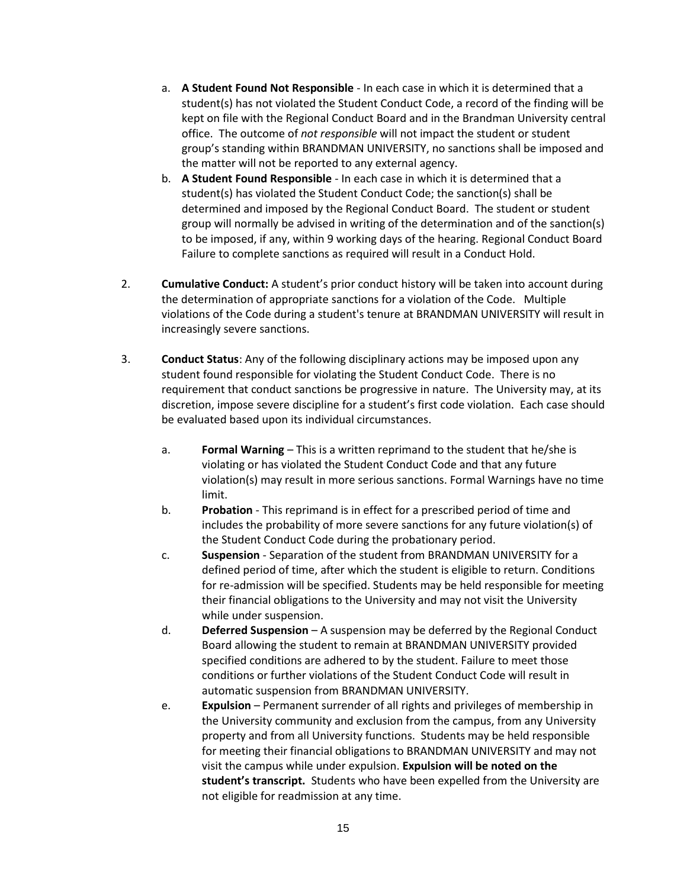a. **A Student Found Not Responsible** - In each case in which it is determined that a student(s) has not violated the Student Conduct Code, a record of the finding will be kept on file with the Regional Conduct Board and in the Brandman University central office. The outcome of *not responsible* will not impact the student or student group's standing within BRANDMAN UNIVERSITY, no sanctions shall be imposed and the matter will not be reported to any external agency.

b. **A Student Found Responsible** - In each case in which it is determined that a student(s) has violated the Student Conduct Code; the sanction(s) shall be determined and imposed by the Regional Conduct Board. The student or student group will normally be advised in writing of the determination and of the sanction(s) to be imposed, if any, within 9 working days of the hearing. Regional Conduct Board Failure to complete sanctions as required will result in a Conduct Hold.

2. **Cumulative Conduct:** A student's prior conduct history will be taken into account during the determination of appropriate sanctions for a violation of the Code. Multiple violations of the Code during a student's tenure at BRANDMAN UNIVERSITY will result in increasingly severe sanctions.

3. **Conduct Status**: Any of the following disciplinary actions may be imposed upon any student found responsible for violating the Student Conduct Code. There is no requirement that conduct sanctions be progressive in nature. The University may, at its discretion, impose severe discipline for a student's first code violation. Each case should be evaluated based upon its individual circumstances.

   a. **Formal Warning** – This is a written reprimand to the student that he/she is violating or has violated the Student Conduct Code and that any future violation(s) may result in more serious sanctions. Formal Warnings have no time limit.

   b. **Probation** - This reprimand is in effect for a prescribed period of time and includes the probability of more severe sanctions for any future violation(s) of the Student Conduct Code during the probationary period.

   c. **Suspension** - Separation of the student from BRANDMAN UNIVERSITY for a defined period of time, after which the student is eligible to return. Conditions for re-admission will be specified. Students may be held responsible for meeting their financial obligations to the University and may not visit the University while under suspension.

   d. **Deferred Suspension** – A suspension may be deferred by the Regional Conduct Board allowing the student to remain at BRANDMAN UNIVERSITY provided specified conditions are adhered to by the student. Failure to meet those conditions or further violations of the Student Conduct Code will result in automatic suspension from BRANDMAN UNIVERSITY.

   e. **Expulsion** – Permanent surrender of all rights and privileges of membership in the University community and exclusion from the campus, from any University property and from all University functions. Students may be held responsible for meeting their financial obligations to BRANDMAN UNIVERSITY and may not visit the campus while under expulsion. **Expulsion will be noted on the student's transcript.** Students who have been expelled from the University are not eligible for readmission at any time.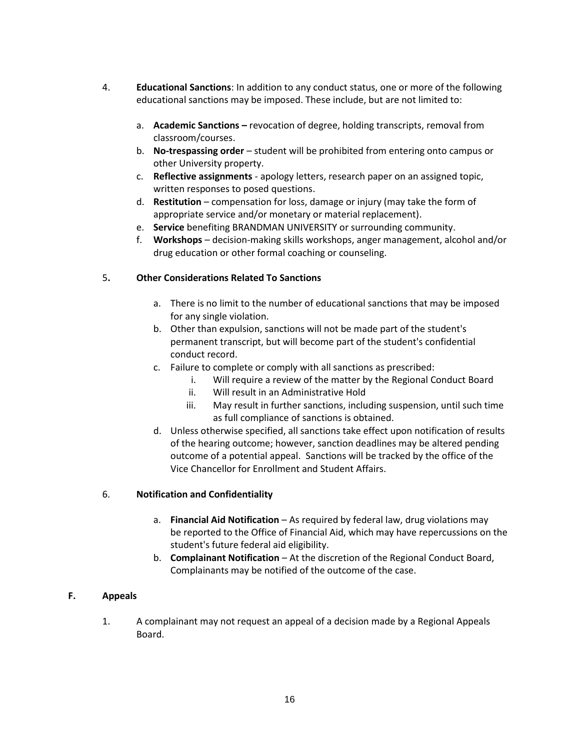4. **Educational Sanctions**: In addition to any conduct status, one or more of the following educational sanctions may be imposed. These include, but are not limited to:

   a. **Academic Sanctions –** revocation of degree, holding transcripts, removal from classroom/courses.
   b. **No-trespassing order** – student will be prohibited from entering onto campus or other University property.
   c. **Reflective assignments** - apology letters, research paper on an assigned topic, written responses to posed questions.
   d. **Restitution** – compensation for loss, damage or injury (may take the form of appropriate service and/or monetary or material replacement).
   e. **Service** benefiting BRANDMAN UNIVERSITY or surrounding community.
   f. **Workshops** – decision-making skills workshops, anger management, alcohol and/or drug education or other formal coaching or counseling.

5. **Other Considerations Related To Sanctions**

   a. There is no limit to the number of educational sanctions that may be imposed for any single violation.
   b. Other than expulsion, sanctions will not be made part of the student's permanent transcript, but will become part of the student's confidential conduct record.
   c. Failure to complete or comply with all sanctions as prescribed:
      i. Will require a review of the matter by the Regional Conduct Board
      ii. Will result in an Administrative Hold
      iii. May result in further sanctions, including suspension, until such time as full compliance of sanctions is obtained.
   d. Unless otherwise specified, all sanctions take effect upon notification of results of the hearing outcome; however, sanction deadlines may be altered pending outcome of a potential appeal. Sanctions will be tracked by the office of the Vice Chancellor for Enrollment and Student Affairs.

6. **Notification and Confidentiality**

   a. **Financial Aid Notification** – As required by federal law, drug violations may be reported to the Office of Financial Aid, which may have repercussions on the student's future federal aid eligibility.
   b. **Complainant Notification** – At the discretion of the Regional Conduct Board, Complainants may be notified of the outcome of the case.

## F. Appeals

1. A complainant may not request an appeal of a decision made by a Regional Appeals Board.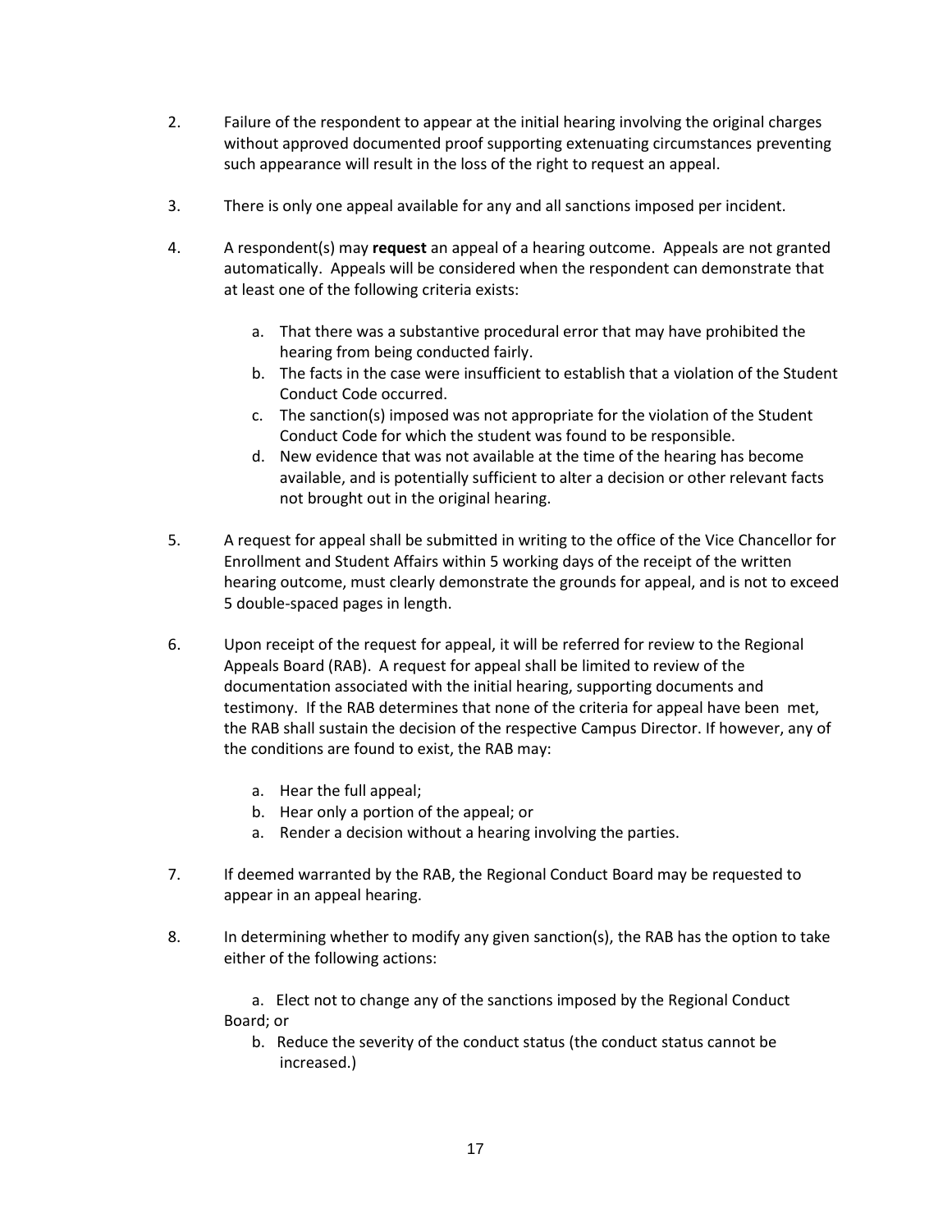2. Failure of the respondent to appear at the initial hearing involving the original charges without approved documented proof supporting extenuating circumstances preventing such appearance will result in the loss of the right to request an appeal.

3. There is only one appeal available for any and all sanctions imposed per incident.

4. A respondent(s) may **request** an appeal of a hearing outcome. Appeals are not granted automatically. Appeals will be considered when the respondent can demonstrate that at least one of the following criteria exists:

   a. That there was a substantive procedural error that may have prohibited the hearing from being conducted fairly.
   b. The facts in the case were insufficient to establish that a violation of the Student Conduct Code occurred.
   c. The sanction(s) imposed was not appropriate for the violation of the Student Conduct Code for which the student was found to be responsible.
   d. New evidence that was not available at the time of the hearing has become available, and is potentially sufficient to alter a decision or other relevant facts not brought out in the original hearing.

5. A request for appeal shall be submitted in writing to the office of the Vice Chancellor for Enrollment and Student Affairs within 5 working days of the receipt of the written hearing outcome, must clearly demonstrate the grounds for appeal, and is not to exceed 5 double-spaced pages in length.

6. Upon receipt of the request for appeal, it will be referred for review to the Regional Appeals Board (RAB). A request for appeal shall be limited to review of the documentation associated with the initial hearing, supporting documents and testimony. If the RAB determines that none of the criteria for appeal have been met, the RAB shall sustain the decision of the respective Campus Director. If however, any of the conditions are found to exist, the RAB may:

   a. Hear the full appeal;
   b. Hear only a portion of the appeal; or
   a. Render a decision without a hearing involving the parties.

7. If deemed warranted by the RAB, the Regional Conduct Board may be requested to appear in an appeal hearing.

8. In determining whether to modify any given sanction(s), the RAB has the option to take either of the following actions:

   a. Elect not to change any of the sanctions imposed by the Regional Conduct Board; or
   b. Reduce the severity of the conduct status (the conduct status cannot be increased.)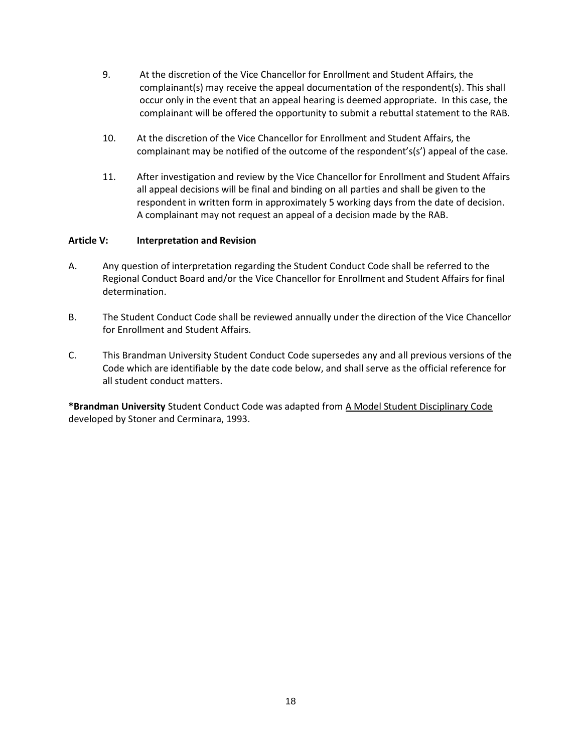9. At the discretion of the Vice Chancellor for Enrollment and Student Affairs, the complainant(s) may receive the appeal documentation of the respondent(s). This shall occur only in the event that an appeal hearing is deemed appropriate. In this case, the complainant will be offered the opportunity to submit a rebuttal statement to the RAB.

10. At the discretion of the Vice Chancellor for Enrollment and Student Affairs, the complainant may be notified of the outcome of the respondent's(s') appeal of the case.

11. After investigation and review by the Vice Chancellor for Enrollment and Student Affairs all appeal decisions will be final and binding on all parties and shall be given to the respondent in written form in approximately 5 working days from the date of decision. A complainant may not request an appeal of a decision made by the RAB.

**Article V: Interpretation and Revision**

A. Any question of interpretation regarding the Student Conduct Code shall be referred to the Regional Conduct Board and/or the Vice Chancellor for Enrollment and Student Affairs for final determination.

B. The Student Conduct Code shall be reviewed annually under the direction of the Vice Chancellor for Enrollment and Student Affairs.

C. This Brandman University Student Conduct Code supersedes any and all previous versions of the Code which are identifiable by the date code below, and shall serve as the official reference for all student conduct matters.

***Brandman University** Student Conduct Code was adapted from <u>A Model Student Disciplinary Code</u> developed by Stoner and Cerminara, 1993.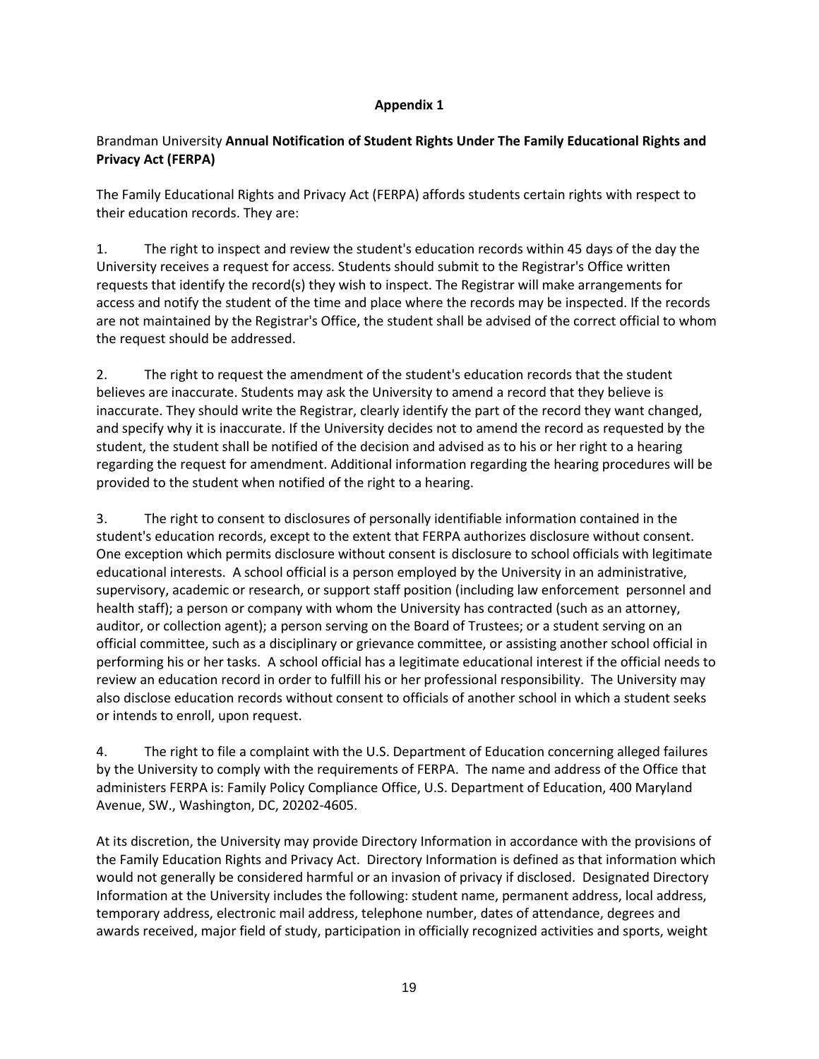**Appendix 1**

Brandman University **Annual Notification of Student Rights Under The Family Educational Rights and Privacy Act (FERPA)**

The Family Educational Rights and Privacy Act (FERPA) affords students certain rights with respect to their education records. They are:

1. The right to inspect and review the student's education records within 45 days of the day the University receives a request for access. Students should submit to the Registrar's Office written requests that identify the record(s) they wish to inspect. The Registrar will make arrangements for access and notify the student of the time and place where the records may be inspected. If the records are not maintained by the Registrar's Office, the student shall be advised of the correct official to whom the request should be addressed.

2. The right to request the amendment of the student's education records that the student believes are inaccurate. Students may ask the University to amend a record that they believe is inaccurate. They should write the Registrar, clearly identify the part of the record they want changed, and specify why it is inaccurate. If the University decides not to amend the record as requested by the student, the student shall be notified of the decision and advised as to his or her right to a hearing regarding the request for amendment. Additional information regarding the hearing procedures will be provided to the student when notified of the right to a hearing.

3. The right to consent to disclosures of personally identifiable information contained in the student's education records, except to the extent that FERPA authorizes disclosure without consent. One exception which permits disclosure without consent is disclosure to school officials with legitimate educational interests. A school official is a person employed by the University in an administrative, supervisory, academic or research, or support staff position (including law enforcement personnel and health staff); a person or company with whom the University has contracted (such as an attorney, auditor, or collection agent); a person serving on the Board of Trustees; or a student serving on an official committee, such as a disciplinary or grievance committee, or assisting another school official in performing his or her tasks. A school official has a legitimate educational interest if the official needs to review an education record in order to fulfill his or her professional responsibility. The University may also disclose education records without consent to officials of another school in which a student seeks or intends to enroll, upon request.

4. The right to file a complaint with the U.S. Department of Education concerning alleged failures by the University to comply with the requirements of FERPA. The name and address of the Office that administers FERPA is: Family Policy Compliance Office, U.S. Department of Education, 400 Maryland Avenue, SW., Washington, DC, 20202-4605.

At its discretion, the University may provide Directory Information in accordance with the provisions of the Family Education Rights and Privacy Act. Directory Information is defined as that information which would not generally be considered harmful or an invasion of privacy if disclosed. Designated Directory Information at the University includes the following: student name, permanent address, local address, temporary address, electronic mail address, telephone number, dates of attendance, degrees and awards received, major field of study, participation in officially recognized activities and sports, weight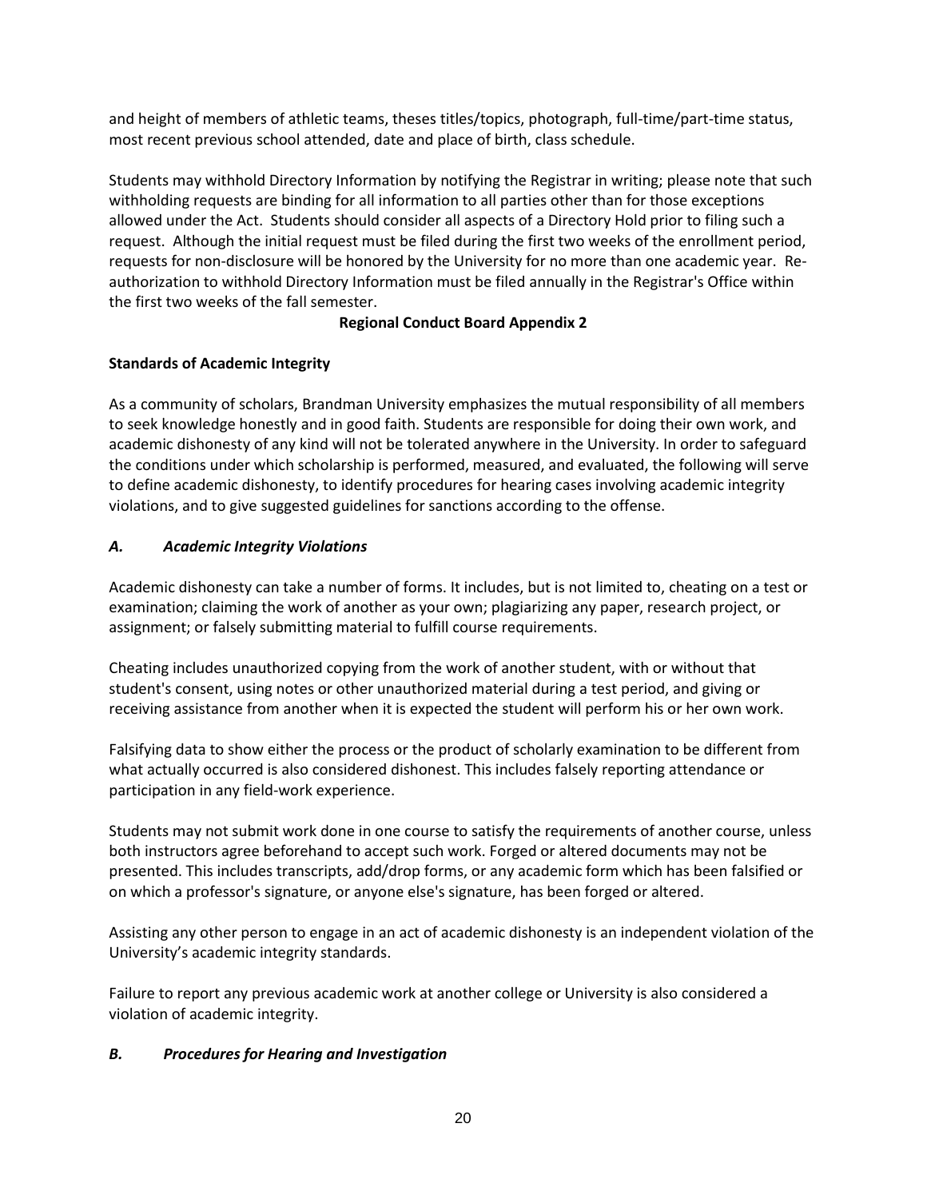and height of members of athletic teams, theses titles/topics, photograph, full-time/part-time status, most recent previous school attended, date and place of birth, class schedule.

Students may withhold Directory Information by notifying the Registrar in writing; please note that such withholding requests are binding for all information to all parties other than for those exceptions allowed under the Act. Students should consider all aspects of a Directory Hold prior to filing such a request. Although the initial request must be filed during the first two weeks of the enrollment period, requests for non-disclosure will be honored by the University for no more than one academic year. Re-authorization to withhold Directory Information must be filed annually in the Registrar's Office within the first two weeks of the fall semester.

**Regional Conduct Board Appendix 2**

**Standards of Academic Integrity**

As a community of scholars, Brandman University emphasizes the mutual responsibility of all members to seek knowledge honestly and in good faith. Students are responsible for doing their own work, and academic dishonesty of any kind will not be tolerated anywhere in the University. In order to safeguard the conditions under which scholarship is performed, measured, and evaluated, the following will serve to define academic dishonesty, to identify procedures for hearing cases involving academic integrity violations, and to give suggested guidelines for sanctions according to the offense.

***A. Academic Integrity Violations***

Academic dishonesty can take a number of forms. It includes, but is not limited to, cheating on a test or examination; claiming the work of another as your own; plagiarizing any paper, research project, or assignment; or falsely submitting material to fulfill course requirements.

Cheating includes unauthorized copying from the work of another student, with or without that student's consent, using notes or other unauthorized material during a test period, and giving or receiving assistance from another when it is expected the student will perform his or her own work.

Falsifying data to show either the process or the product of scholarly examination to be different from what actually occurred is also considered dishonest. This includes falsely reporting attendance or participation in any field-work experience.

Students may not submit work done in one course to satisfy the requirements of another course, unless both instructors agree beforehand to accept such work. Forged or altered documents may not be presented. This includes transcripts, add/drop forms, or any academic form which has been falsified or on which a professor's signature, or anyone else's signature, has been forged or altered.

Assisting any other person to engage in an act of academic dishonesty is an independent violation of the University's academic integrity standards.

Failure to report any previous academic work at another college or University is also considered a violation of academic integrity.

***B. Procedures for Hearing and Investigation***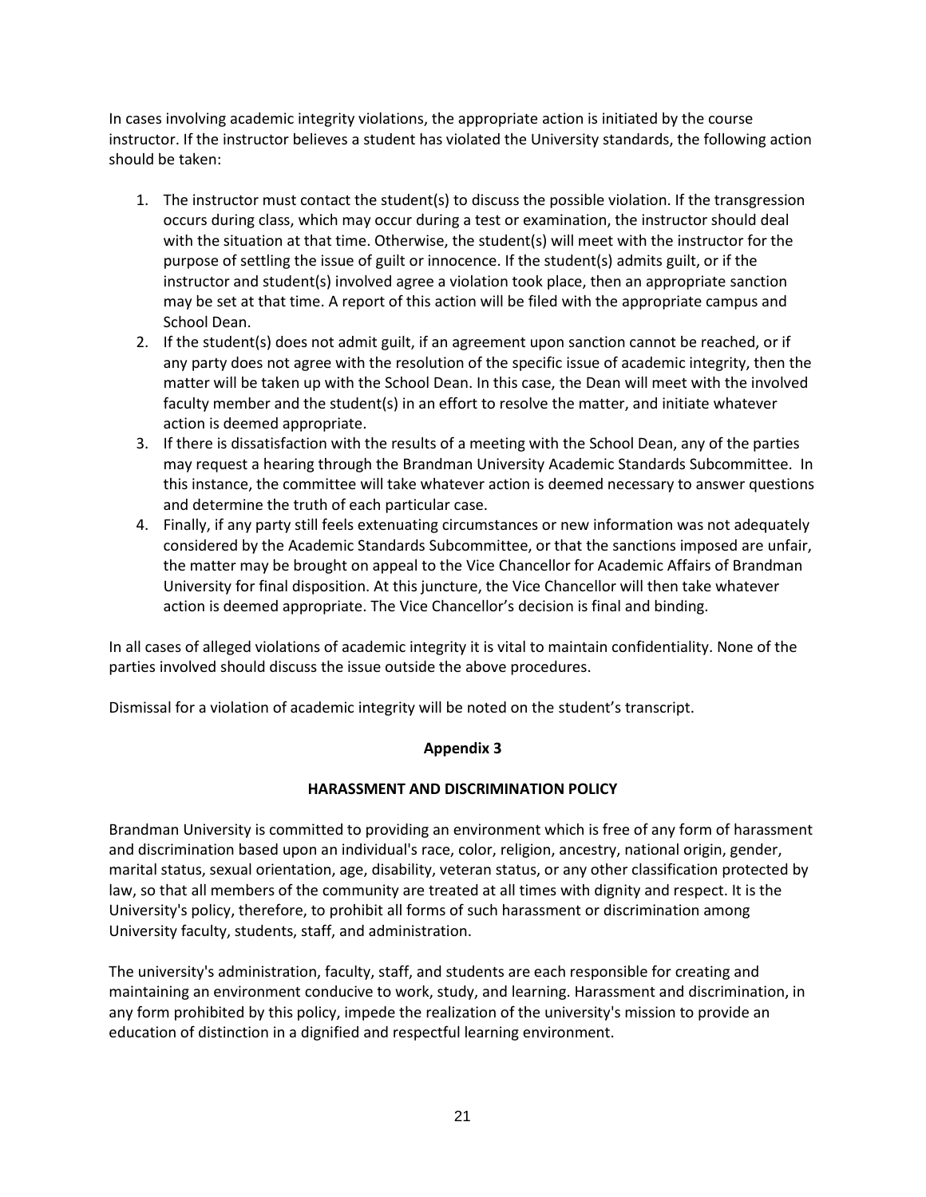In cases involving academic integrity violations, the appropriate action is initiated by the course instructor. If the instructor believes a student has violated the University standards, the following action should be taken:

1. The instructor must contact the student(s) to discuss the possible violation. If the transgression occurs during class, which may occur during a test or examination, the instructor should deal with the situation at that time. Otherwise, the student(s) will meet with the instructor for the purpose of settling the issue of guilt or innocence. If the student(s) admits guilt, or if the instructor and student(s) involved agree a violation took place, then an appropriate sanction may be set at that time. A report of this action will be filed with the appropriate campus and School Dean.
2. If the student(s) does not admit guilt, if an agreement upon sanction cannot be reached, or if any party does not agree with the resolution of the specific issue of academic integrity, then the matter will be taken up with the School Dean. In this case, the Dean will meet with the involved faculty member and the student(s) in an effort to resolve the matter, and initiate whatever action is deemed appropriate.
3. If there is dissatisfaction with the results of a meeting with the School Dean, any of the parties may request a hearing through the Brandman University Academic Standards Subcommittee. In this instance, the committee will take whatever action is deemed necessary to answer questions and determine the truth of each particular case.
4. Finally, if any party still feels extenuating circumstances or new information was not adequately considered by the Academic Standards Subcommittee, or that the sanctions imposed are unfair, the matter may be brought on appeal to the Vice Chancellor for Academic Affairs of Brandman University for final disposition. At this juncture, the Vice Chancellor will then take whatever action is deemed appropriate. The Vice Chancellor's decision is final and binding.

In all cases of alleged violations of academic integrity it is vital to maintain confidentiality. None of the parties involved should discuss the issue outside the above procedures.

Dismissal for a violation of academic integrity will be noted on the student's transcript.

## Appendix 3

## HARASSMENT AND DISCRIMINATION POLICY

Brandman University is committed to providing an environment which is free of any form of harassment and discrimination based upon an individual's race, color, religion, ancestry, national origin, gender, marital status, sexual orientation, age, disability, veteran status, or any other classification protected by law, so that all members of the community are treated at all times with dignity and respect. It is the University's policy, therefore, to prohibit all forms of such harassment or discrimination among University faculty, students, staff, and administration.

The university's administration, faculty, staff, and students are each responsible for creating and maintaining an environment conducive to work, study, and learning. Harassment and discrimination, in any form prohibited by this policy, impede the realization of the university's mission to provide an education of distinction in a dignified and respectful learning environment.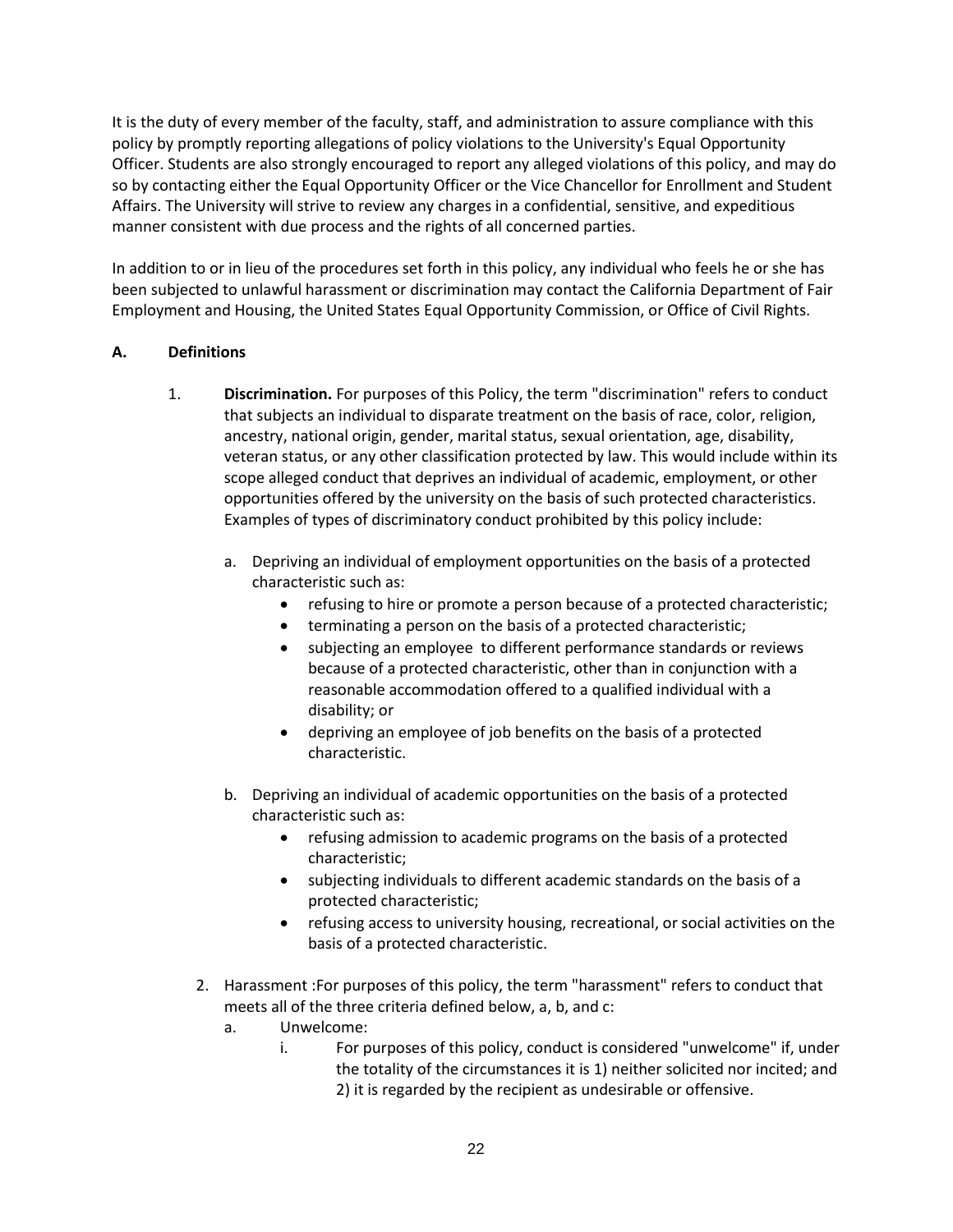It is the duty of every member of the faculty, staff, and administration to assure compliance with this policy by promptly reporting allegations of policy violations to the University's Equal Opportunity Officer. Students are also strongly encouraged to report any alleged violations of this policy, and may do so by contacting either the Equal Opportunity Officer or the Vice Chancellor for Enrollment and Student Affairs. The University will strive to review any charges in a confidential, sensitive, and expeditious manner consistent with due process and the rights of all concerned parties.

In addition to or in lieu of the procedures set forth in this policy, any individual who feels he or she has been subjected to unlawful harassment or discrimination may contact the California Department of Fair Employment and Housing, the United States Equal Opportunity Commission, or Office of Civil Rights.

**A. Definitions**

1. **Discrimination.** For purposes of this Policy, the term "discrimination" refers to conduct that subjects an individual to disparate treatment on the basis of race, color, religion, ancestry, national origin, gender, marital status, sexual orientation, age, disability, veteran status, or any other classification protected by law. This would include within its scope alleged conduct that deprives an individual of academic, employment, or other opportunities offered by the university on the basis of such protected characteristics. Examples of types of discriminatory conduct prohibited by this policy include:

   a. Depriving an individual of employment opportunities on the basis of a protected characteristic such as:
      - refusing to hire or promote a person because of a protected characteristic;
      - terminating a person on the basis of a protected characteristic;
      - subjecting an employee to different performance standards or reviews because of a protected characteristic, other than in conjunction with a reasonable accommodation offered to a qualified individual with a disability; or
      - depriving an employee of job benefits on the basis of a protected characteristic.

   b. Depriving an individual of academic opportunities on the basis of a protected characteristic such as:
      - refusing admission to academic programs on the basis of a protected characteristic;
      - subjecting individuals to different academic standards on the basis of a protected characteristic;
      - refusing access to university housing, recreational, or social activities on the basis of a protected characteristic.

2. Harassment :For purposes of this policy, the term "harassment" refers to conduct that meets all of the three criteria defined below, a, b, and c:

   a. Unwelcome:

      i. For purposes of this policy, conduct is considered "unwelcome" if, under the totality of the circumstances it is 1) neither solicited nor incited; and 2) it is regarded by the recipient as undesirable or offensive.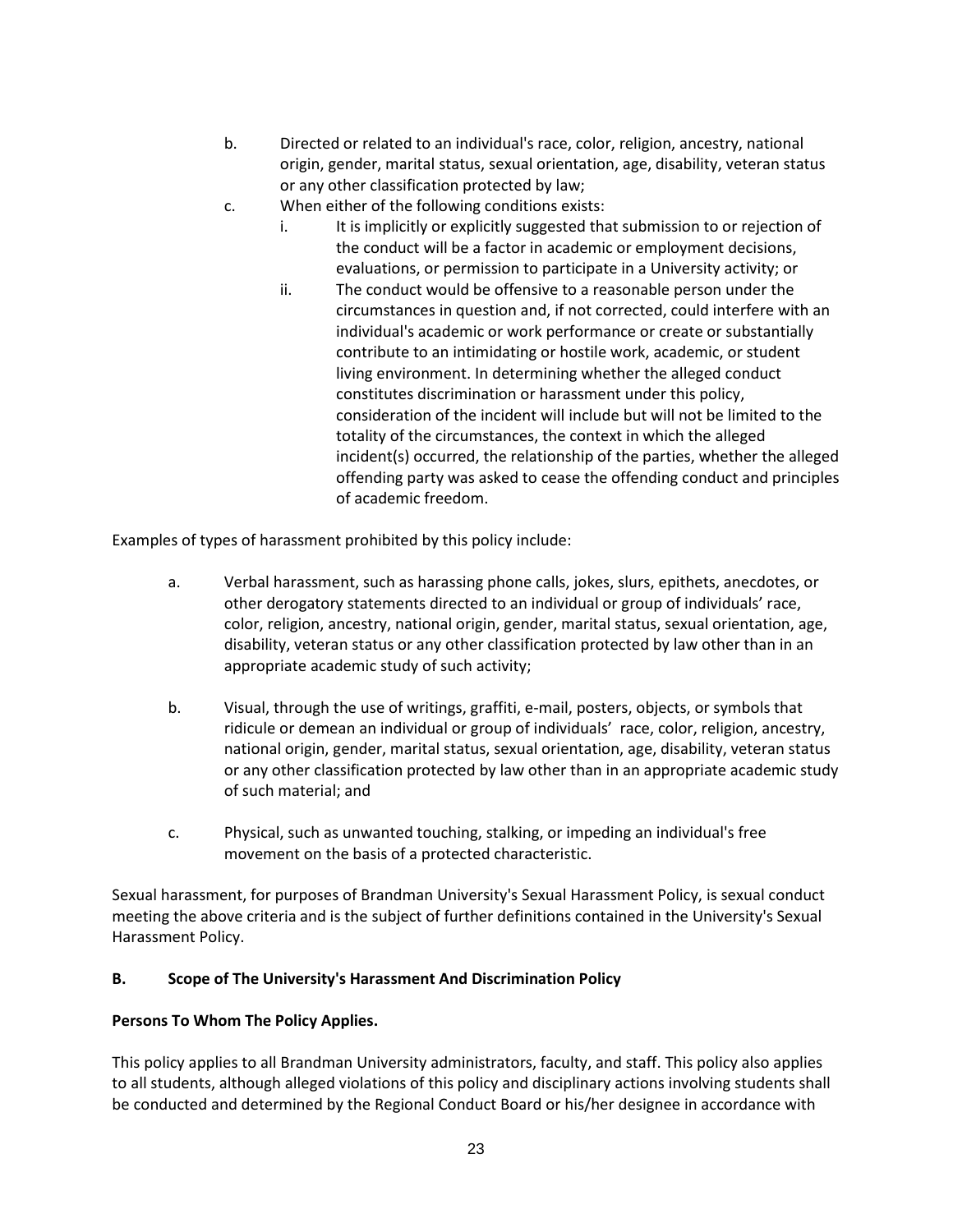b. Directed or related to an individual's race, color, religion, ancestry, national origin, gender, marital status, sexual orientation, age, disability, veteran status or any other classification protected by law;

c. When either of the following conditions exists:

   i. It is implicitly or explicitly suggested that submission to or rejection of the conduct will be a factor in academic or employment decisions, evaluations, or permission to participate in a University activity; or

   ii. The conduct would be offensive to a reasonable person under the circumstances in question and, if not corrected, could interfere with an individual's academic or work performance or create or substantially contribute to an intimidating or hostile work, academic, or student living environment. In determining whether the alleged conduct constitutes discrimination or harassment under this policy, consideration of the incident will include but will not be limited to the totality of the circumstances, the context in which the alleged incident(s) occurred, the relationship of the parties, whether the alleged offending party was asked to cease the offending conduct and principles of academic freedom.

Examples of types of harassment prohibited by this policy include:

a. Verbal harassment, such as harassing phone calls, jokes, slurs, epithets, anecdotes, or other derogatory statements directed to an individual or group of individuals' race, color, religion, ancestry, national origin, gender, marital status, sexual orientation, age, disability, veteran status or any other classification protected by law other than in an appropriate academic study of such activity;

b. Visual, through the use of writings, graffiti, e-mail, posters, objects, or symbols that ridicule or demean an individual or group of individuals' race, color, religion, ancestry, national origin, gender, marital status, sexual orientation, age, disability, veteran status or any other classification protected by law other than in an appropriate academic study of such material; and

c. Physical, such as unwanted touching, stalking, or impeding an individual's free movement on the basis of a protected characteristic.

Sexual harassment, for purposes of Brandman University's Sexual Harassment Policy, is sexual conduct meeting the above criteria and is the subject of further definitions contained in the University's Sexual Harassment Policy.

**B. Scope of The University's Harassment And Discrimination Policy**

**Persons To Whom The Policy Applies.**

This policy applies to all Brandman University administrators, faculty, and staff. This policy also applies to all students, although alleged violations of this policy and disciplinary actions involving students shall be conducted and determined by the Regional Conduct Board or his/her designee in accordance with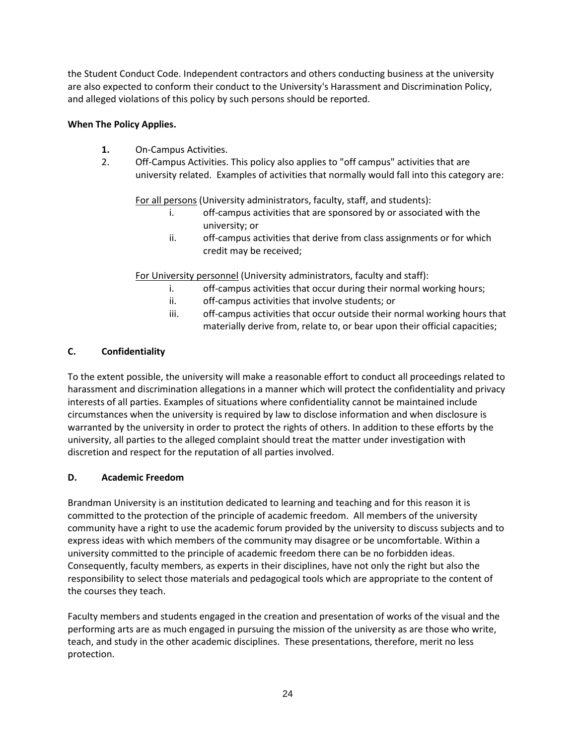the Student Conduct Code. Independent contractors and others conducting business at the university are also expected to conform their conduct to the University's Harassment and Discrimination Policy, and alleged violations of this policy by such persons should be reported.

**When The Policy Applies.**

1. On-Campus Activities.
2. Off-Campus Activities. This policy also applies to "off campus" activities that are university related. Examples of activities that normally would fall into this category are:

   For all persons (University administrators, faculty, staff, and students):

   i. off-campus activities that are sponsored by or associated with the university; or
   ii. off-campus activities that derive from class assignments or for which credit may be received;

   For University personnel (University administrators, faculty and staff):

   i. off-campus activities that occur during their normal working hours;
   ii. off-campus activities that involve students; or
   iii. off-campus activities that occur outside their normal working hours that materially derive from, relate to, or bear upon their official capacities;

## C. Confidentiality

To the extent possible, the university will make a reasonable effort to conduct all proceedings related to harassment and discrimination allegations in a manner which will protect the confidentiality and privacy interests of all parties. Examples of situations where confidentiality cannot be maintained include circumstances when the university is required by law to disclose information and when disclosure is warranted by the university in order to protect the rights of others. In addition to these efforts by the university, all parties to the alleged complaint should treat the matter under investigation with discretion and respect for the reputation of all parties involved.

## D. Academic Freedom

Brandman University is an institution dedicated to learning and teaching and for this reason it is committed to the protection of the principle of academic freedom. All members of the university community have a right to use the academic forum provided by the university to discuss subjects and to express ideas with which members of the community may disagree or be uncomfortable. Within a university committed to the principle of academic freedom there can be no forbidden ideas. Consequently, faculty members, as experts in their disciplines, have not only the right but also the responsibility to select those materials and pedagogical tools which are appropriate to the content of the courses they teach.

Faculty members and students engaged in the creation and presentation of works of the visual and the performing arts are as much engaged in pursuing the mission of the university as are those who write, teach, and study in the other academic disciplines. These presentations, therefore, merit no less protection.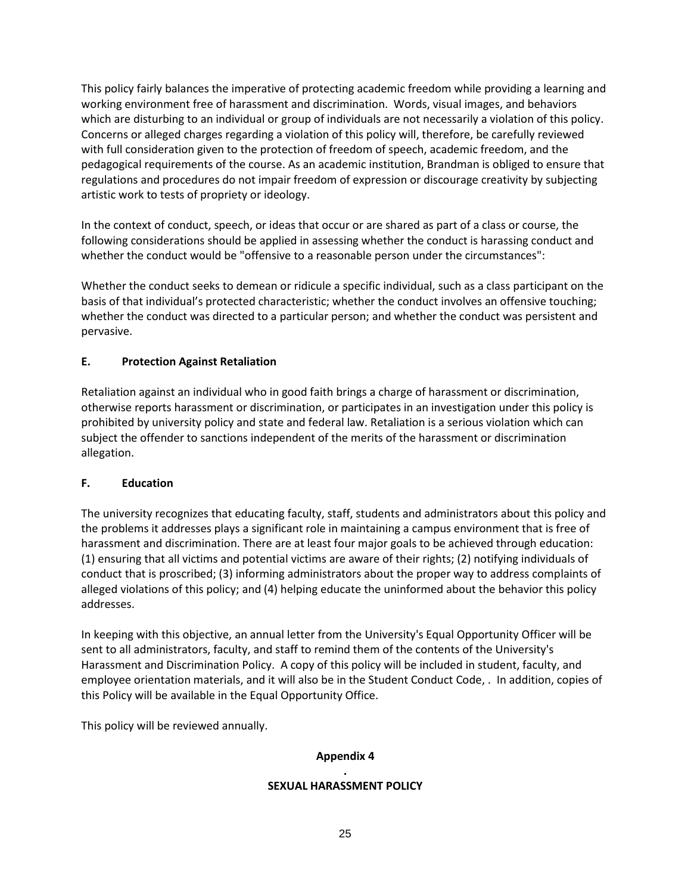This policy fairly balances the imperative of protecting academic freedom while providing a learning and working environment free of harassment and discrimination. Words, visual images, and behaviors which are disturbing to an individual or group of individuals are not necessarily a violation of this policy. Concerns or alleged charges regarding a violation of this policy will, therefore, be carefully reviewed with full consideration given to the protection of freedom of speech, academic freedom, and the pedagogical requirements of the course. As an academic institution, Brandman is obliged to ensure that regulations and procedures do not impair freedom of expression or discourage creativity by subjecting artistic work to tests of propriety or ideology.

In the context of conduct, speech, or ideas that occur or are shared as part of a class or course, the following considerations should be applied in assessing whether the conduct is harassing conduct and whether the conduct would be "offensive to a reasonable person under the circumstances":

Whether the conduct seeks to demean or ridicule a specific individual, such as a class participant on the basis of that individual's protected characteristic; whether the conduct involves an offensive touching; whether the conduct was directed to a particular person; and whether the conduct was persistent and pervasive.

### E. Protection Against Retaliation

Retaliation against an individual who in good faith brings a charge of harassment or discrimination, otherwise reports harassment or discrimination, or participates in an investigation under this policy is prohibited by university policy and state and federal law. Retaliation is a serious violation which can subject the offender to sanctions independent of the merits of the harassment or discrimination allegation.

### F. Education

The university recognizes that educating faculty, staff, students and administrators about this policy and the problems it addresses plays a significant role in maintaining a campus environment that is free of harassment and discrimination. There are at least four major goals to be achieved through education: (1) ensuring that all victims and potential victims are aware of their rights; (2) notifying individuals of conduct that is proscribed; (3) informing administrators about the proper way to address complaints of alleged violations of this policy; and (4) helping educate the uninformed about the behavior this policy addresses.

In keeping with this objective, an annual letter from the University's Equal Opportunity Officer will be sent to all administrators, faculty, and staff to remind them of the contents of the University's Harassment and Discrimination Policy. A copy of this policy will be included in student, faculty, and employee orientation materials, and it will also be in the Student Conduct Code, . In addition, copies of this Policy will be available in the Equal Opportunity Office.

This policy will be reviewed annually.

## Appendix 4

.

## SEXUAL HARASSMENT POLICY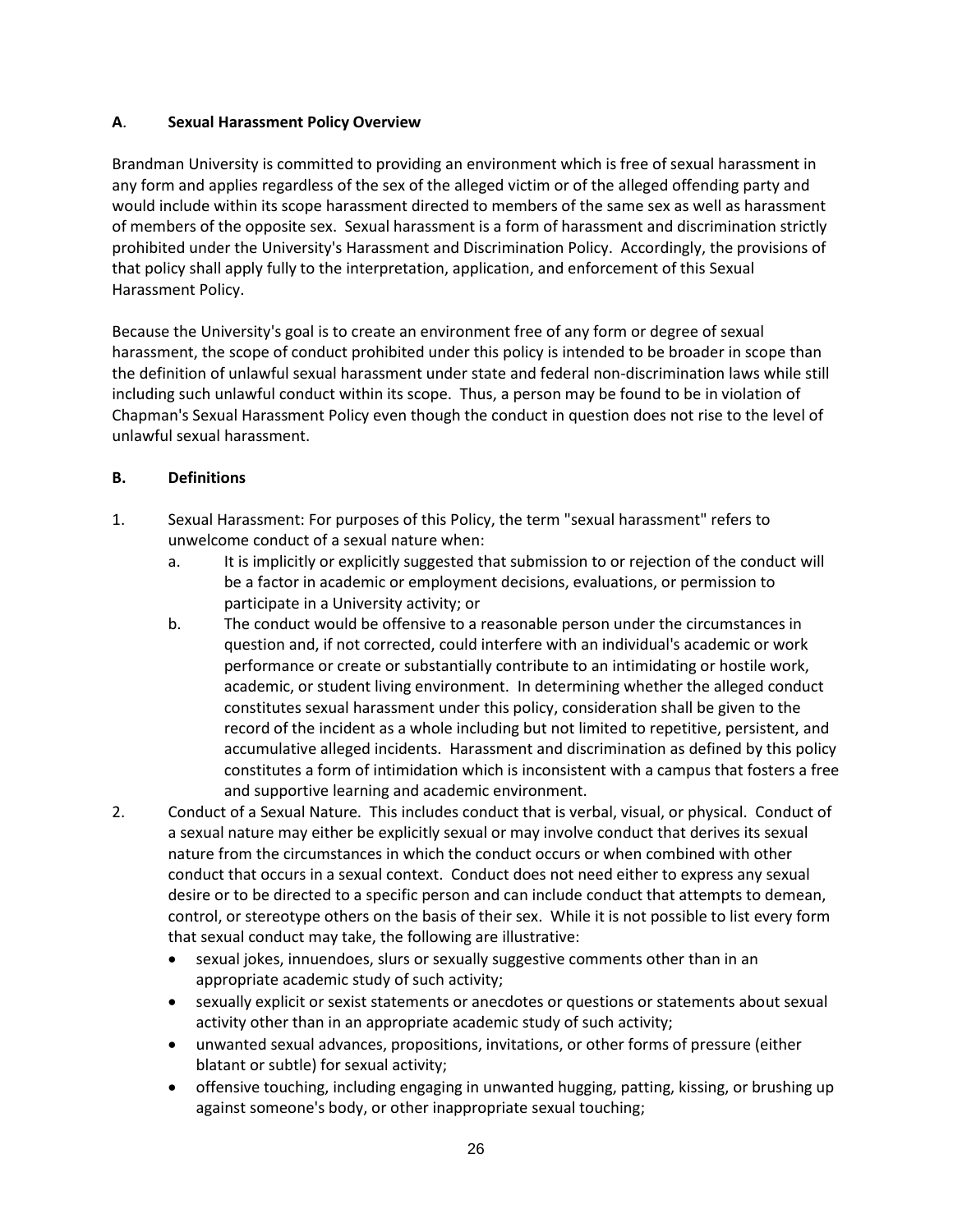## A. Sexual Harassment Policy Overview

Brandman University is committed to providing an environment which is free of sexual harassment in any form and applies regardless of the sex of the alleged victim or of the alleged offending party and would include within its scope harassment directed to members of the same sex as well as harassment of members of the opposite sex. Sexual harassment is a form of harassment and discrimination strictly prohibited under the University's Harassment and Discrimination Policy. Accordingly, the provisions of that policy shall apply fully to the interpretation, application, and enforcement of this Sexual Harassment Policy.

Because the University's goal is to create an environment free of any form or degree of sexual harassment, the scope of conduct prohibited under this policy is intended to be broader in scope than the definition of unlawful sexual harassment under state and federal non-discrimination laws while still including such unlawful conduct within its scope. Thus, a person may be found to be in violation of Chapman's Sexual Harassment Policy even though the conduct in question does not rise to the level of unlawful sexual harassment.

## B. Definitions

1. Sexual Harassment: For purposes of this Policy, the term "sexual harassment" refers to unwelcome conduct of a sexual nature when:
   a. It is implicitly or explicitly suggested that submission to or rejection of the conduct will be a factor in academic or employment decisions, evaluations, or permission to participate in a University activity; or
   b. The conduct would be offensive to a reasonable person under the circumstances in question and, if not corrected, could interfere with an individual's academic or work performance or create or substantially contribute to an intimidating or hostile work, academic, or student living environment. In determining whether the alleged conduct constitutes sexual harassment under this policy, consideration shall be given to the record of the incident as a whole including but not limited to repetitive, persistent, and accumulative alleged incidents. Harassment and discrimination as defined by this policy constitutes a form of intimidation which is inconsistent with a campus that fosters a free and supportive learning and academic environment.
2. Conduct of a Sexual Nature. This includes conduct that is verbal, visual, or physical. Conduct of a sexual nature may either be explicitly sexual or may involve conduct that derives its sexual nature from the circumstances in which the conduct occurs or when combined with other conduct that occurs in a sexual context. Conduct does not need either to express any sexual desire or to be directed to a specific person and can include conduct that attempts to demean, control, or stereotype others on the basis of their sex. While it is not possible to list every form that sexual conduct may take, the following are illustrative:
   - sexual jokes, innuendoes, slurs or sexually suggestive comments other than in an appropriate academic study of such activity;
   - sexually explicit or sexist statements or anecdotes or questions or statements about sexual activity other than in an appropriate academic study of such activity;
   - unwanted sexual advances, propositions, invitations, or other forms of pressure (either blatant or subtle) for sexual activity;
   - offensive touching, including engaging in unwanted hugging, patting, kissing, or brushing up against someone's body, or other inappropriate sexual touching;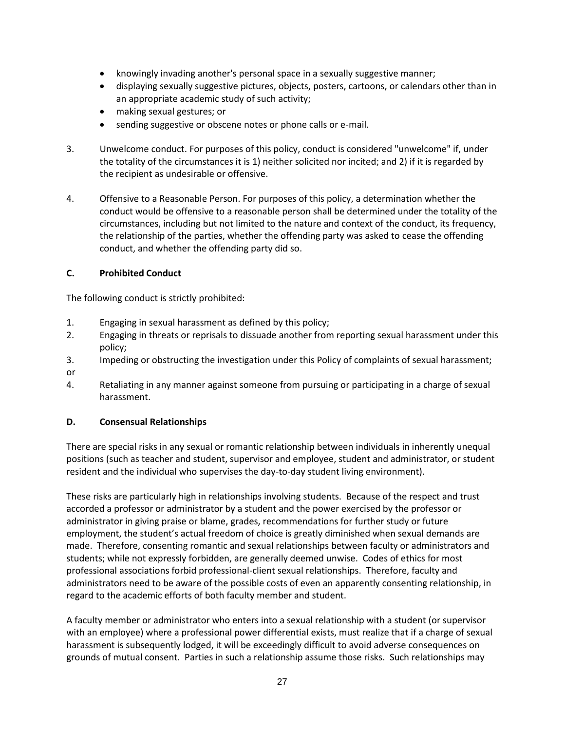- knowingly invading another's personal space in a sexually suggestive manner;
- displaying sexually suggestive pictures, objects, posters, cartoons, or calendars other than in an appropriate academic study of such activity;
- making sexual gestures; or
- sending suggestive or obscene notes or phone calls or e-mail.

3. Unwelcome conduct. For purposes of this policy, conduct is considered "unwelcome" if, under the totality of the circumstances it is 1) neither solicited nor incited; and 2) if it is regarded by the recipient as undesirable or offensive.

4. Offensive to a Reasonable Person. For purposes of this policy, a determination whether the conduct would be offensive to a reasonable person shall be determined under the totality of the circumstances, including but not limited to the nature and context of the conduct, its frequency, the relationship of the parties, whether the offending party was asked to cease the offending conduct, and whether the offending party did so.

**C. Prohibited Conduct**

The following conduct is strictly prohibited:

1. Engaging in sexual harassment as defined by this policy;
2. Engaging in threats or reprisals to dissuade another from reporting sexual harassment under this policy;
3. Impeding or obstructing the investigation under this Policy of complaints of sexual harassment; or
4. Retaliating in any manner against someone from pursuing or participating in a charge of sexual harassment.

**D. Consensual Relationships**

There are special risks in any sexual or romantic relationship between individuals in inherently unequal positions (such as teacher and student, supervisor and employee, student and administrator, or student resident and the individual who supervises the day-to-day student living environment).

These risks are particularly high in relationships involving students. Because of the respect and trust accorded a professor or administrator by a student and the power exercised by the professor or administrator in giving praise or blame, grades, recommendations for further study or future employment, the student's actual freedom of choice is greatly diminished when sexual demands are made. Therefore, consenting romantic and sexual relationships between faculty or administrators and students; while not expressly forbidden, are generally deemed unwise. Codes of ethics for most professional associations forbid professional-client sexual relationships. Therefore, faculty and administrators need to be aware of the possible costs of even an apparently consenting relationship, in regard to the academic efforts of both faculty member and student.

A faculty member or administrator who enters into a sexual relationship with a student (or supervisor with an employee) where a professional power differential exists, must realize that if a charge of sexual harassment is subsequently lodged, it will be exceedingly difficult to avoid adverse consequences on grounds of mutual consent. Parties in such a relationship assume those risks. Such relationships may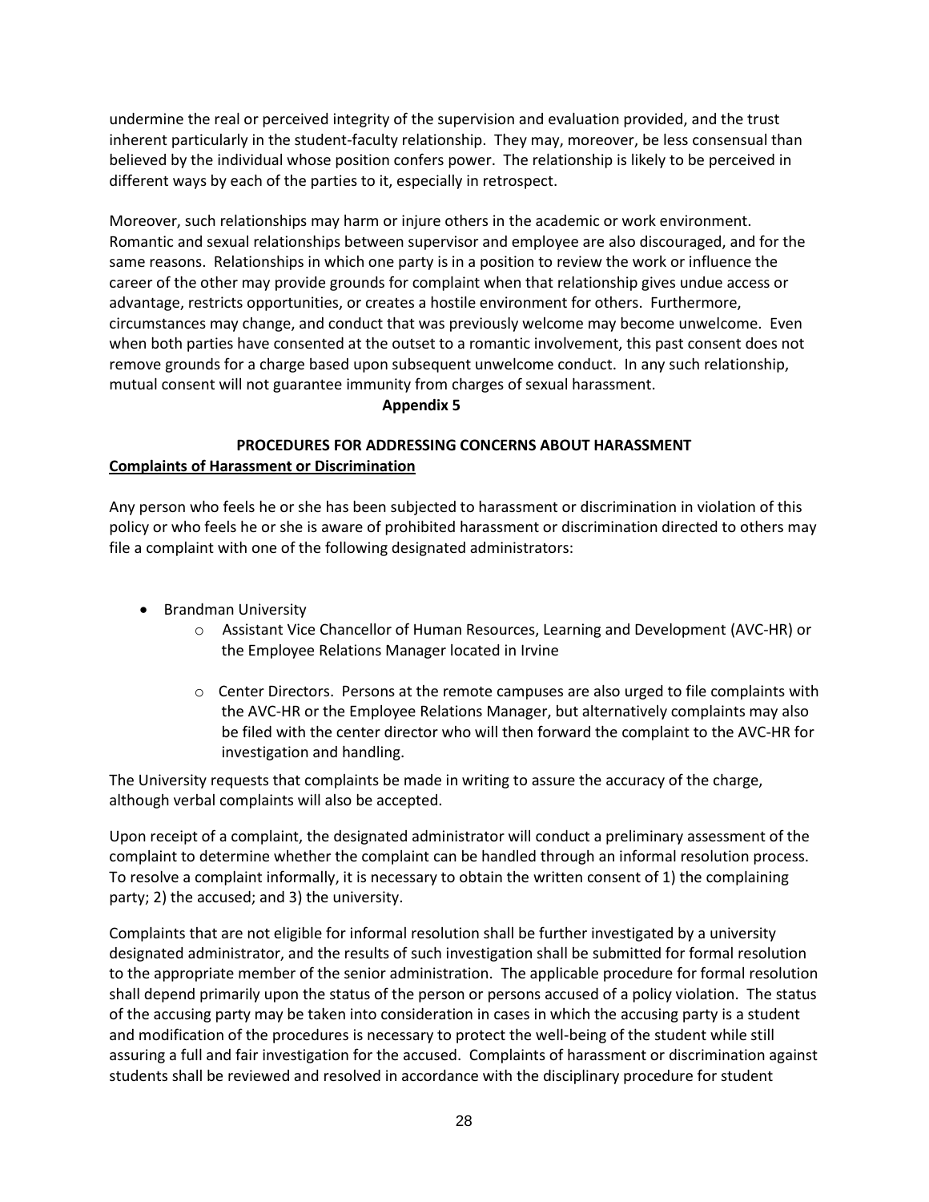undermine the real or perceived integrity of the supervision and evaluation provided, and the trust inherent particularly in the student-faculty relationship. They may, moreover, be less consensual than believed by the individual whose position confers power. The relationship is likely to be perceived in different ways by each of the parties to it, especially in retrospect.

Moreover, such relationships may harm or injure others in the academic or work environment. Romantic and sexual relationships between supervisor and employee are also discouraged, and for the same reasons. Relationships in which one party is in a position to review the work or influence the career of the other may provide grounds for complaint when that relationship gives undue access or advantage, restricts opportunities, or creates a hostile environment for others. Furthermore, circumstances may change, and conduct that was previously welcome may become unwelcome. Even when both parties have consented at the outset to a romantic involvement, this past consent does not remove grounds for a charge based upon subsequent unwelcome conduct. In any such relationship, mutual consent will not guarantee immunity from charges of sexual harassment.

## Appendix 5

### PROCEDURES FOR ADDRESSING CONCERNS ABOUT HARASSMENT

**Complaints of Harassment or Discrimination**

Any person who feels he or she has been subjected to harassment or discrimination in violation of this policy or who feels he or she is aware of prohibited harassment or discrimination directed to others may file a complaint with one of the following designated administrators:

- Brandman University
  - Assistant Vice Chancellor of Human Resources, Learning and Development (AVC-HR) or the Employee Relations Manager located in Irvine
  - Center Directors. Persons at the remote campuses are also urged to file complaints with the AVC-HR or the Employee Relations Manager, but alternatively complaints may also be filed with the center director who will then forward the complaint to the AVC-HR for investigation and handling.

The University requests that complaints be made in writing to assure the accuracy of the charge, although verbal complaints will also be accepted.

Upon receipt of a complaint, the designated administrator will conduct a preliminary assessment of the complaint to determine whether the complaint can be handled through an informal resolution process. To resolve a complaint informally, it is necessary to obtain the written consent of 1) the complaining party; 2) the accused; and 3) the university.

Complaints that are not eligible for informal resolution shall be further investigated by a university designated administrator, and the results of such investigation shall be submitted for formal resolution to the appropriate member of the senior administration. The applicable procedure for formal resolution shall depend primarily upon the status of the person or persons accused of a policy violation. The status of the accusing party may be taken into consideration in cases in which the accusing party is a student and modification of the procedures is necessary to protect the well-being of the student while still assuring a full and fair investigation for the accused. Complaints of harassment or discrimination against students shall be reviewed and resolved in accordance with the disciplinary procedure for student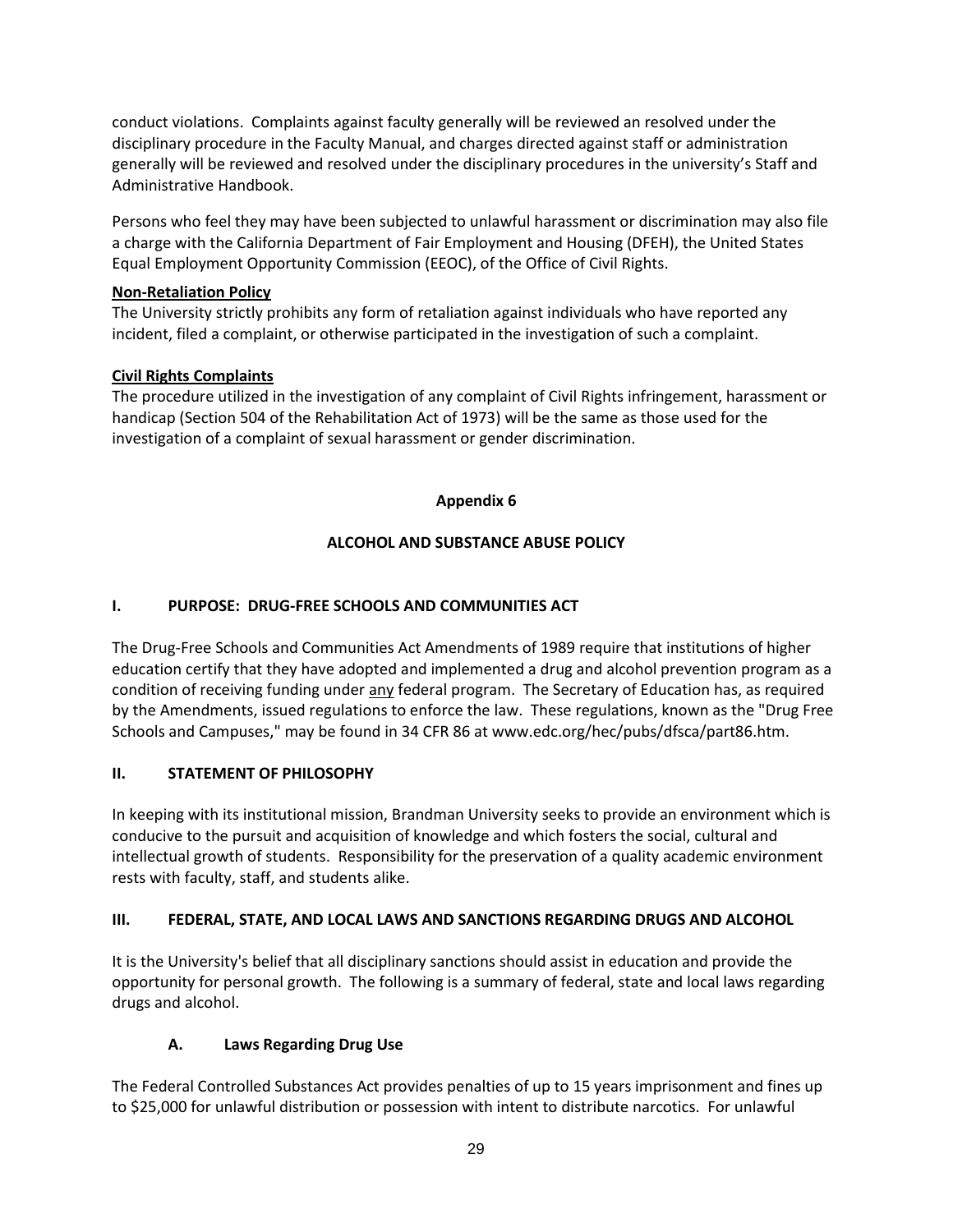conduct violations. Complaints against faculty generally will be reviewed an resolved under the disciplinary procedure in the Faculty Manual, and charges directed against staff or administration generally will be reviewed and resolved under the disciplinary procedures in the university's Staff and Administrative Handbook.

Persons who feel they may have been subjected to unlawful harassment or discrimination may also file a charge with the California Department of Fair Employment and Housing (DFEH), the United States Equal Employment Opportunity Commission (EEOC), of the Office of Civil Rights.

**Non-Retaliation Policy**

The University strictly prohibits any form of retaliation against individuals who have reported any incident, filed a complaint, or otherwise participated in the investigation of such a complaint.

**Civil Rights Complaints**

The procedure utilized in the investigation of any complaint of Civil Rights infringement, harassment or handicap (Section 504 of the Rehabilitation Act of 1973) will be the same as those used for the investigation of a complaint of sexual harassment or gender discrimination.

## Appendix 6

## ALCOHOL AND SUBSTANCE ABUSE POLICY

### I. PURPOSE: DRUG-FREE SCHOOLS AND COMMUNITIES ACT

The Drug-Free Schools and Communities Act Amendments of 1989 require that institutions of higher education certify that they have adopted and implemented a drug and alcohol prevention program as a condition of receiving funding under any federal program. The Secretary of Education has, as required by the Amendments, issued regulations to enforce the law. These regulations, known as the "Drug Free Schools and Campuses," may be found in 34 CFR 86 at www.edc.org/hec/pubs/dfsca/part86.htm.

### II. STATEMENT OF PHILOSOPHY

In keeping with its institutional mission, Brandman University seeks to provide an environment which is conducive to the pursuit and acquisition of knowledge and which fosters the social, cultural and intellectual growth of students. Responsibility for the preservation of a quality academic environment rests with faculty, staff, and students alike.

### III. FEDERAL, STATE, AND LOCAL LAWS AND SANCTIONS REGARDING DRUGS AND ALCOHOL

It is the University's belief that all disciplinary sanctions should assist in education and provide the opportunity for personal growth. The following is a summary of federal, state and local laws regarding drugs and alcohol.

#### A. Laws Regarding Drug Use

The Federal Controlled Substances Act provides penalties of up to 15 years imprisonment and fines up to $25,000 for unlawful distribution or possession with intent to distribute narcotics. For unlawful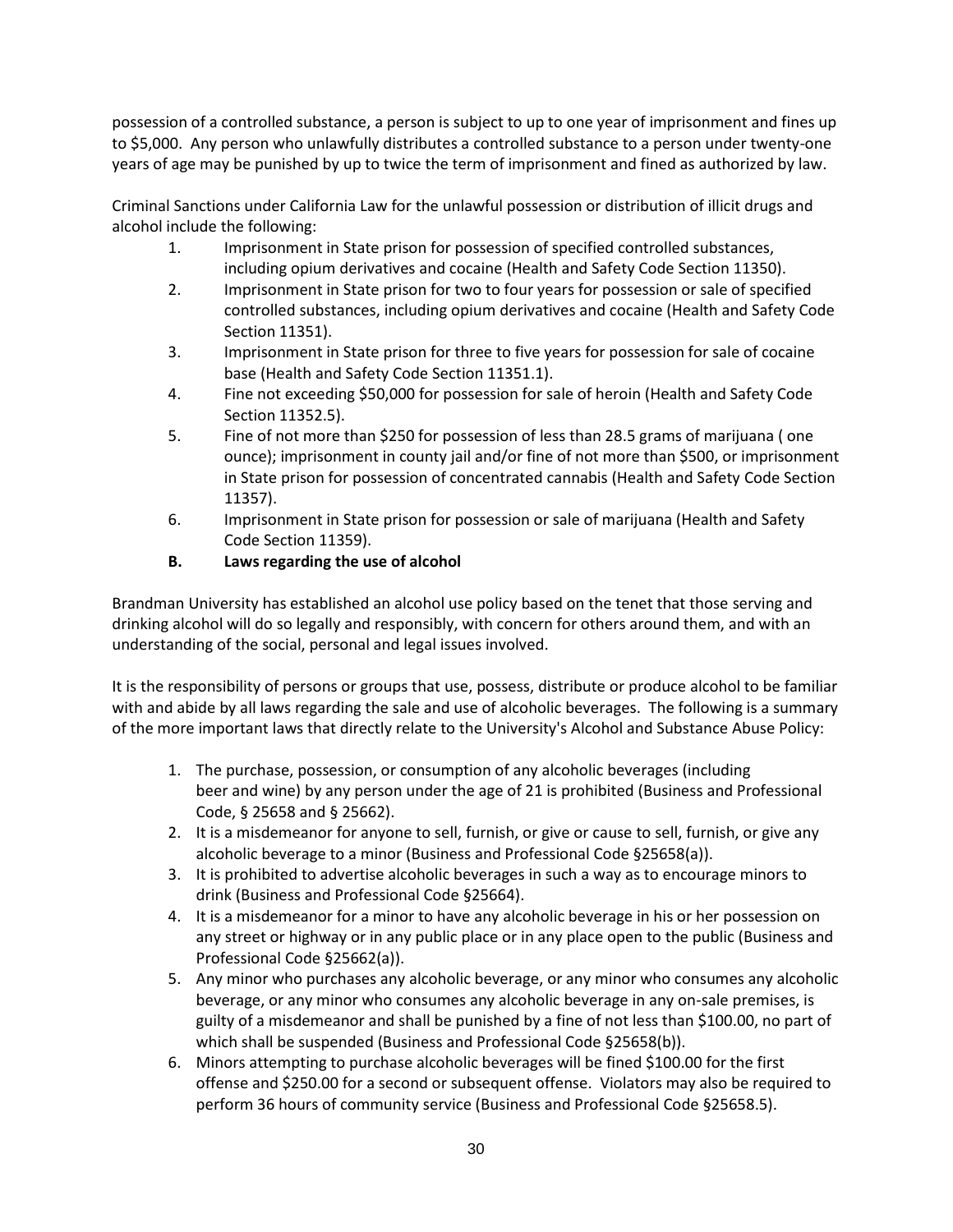possession of a controlled substance, a person is subject to up to one year of imprisonment and fines up to $5,000. Any person who unlawfully distributes a controlled substance to a person under twenty-one years of age may be punished by up to twice the term of imprisonment and fined as authorized by law.

Criminal Sanctions under California Law for the unlawful possession or distribution of illicit drugs and alcohol include the following:

1. Imprisonment in State prison for possession of specified controlled substances, including opium derivatives and cocaine (Health and Safety Code Section 11350).
2. Imprisonment in State prison for two to four years for possession or sale of specified controlled substances, including opium derivatives and cocaine (Health and Safety Code Section 11351).
3. Imprisonment in State prison for three to five years for possession for sale of cocaine base (Health and Safety Code Section 11351.1).
4. Fine not exceeding $50,000 for possession for sale of heroin (Health and Safety Code Section 11352.5).
5. Fine of not more than $250 for possession of less than 28.5 grams of marijuana ( one ounce); imprisonment in county jail and/or fine of not more than $500, or imprisonment in State prison for possession of concentrated cannabis (Health and Safety Code Section 11357).
6. Imprisonment in State prison for possession or sale of marijuana (Health and Safety Code Section 11359).

**B. Laws regarding the use of alcohol**

Brandman University has established an alcohol use policy based on the tenet that those serving and drinking alcohol will do so legally and responsibly, with concern for others around them, and with an understanding of the social, personal and legal issues involved.

It is the responsibility of persons or groups that use, possess, distribute or produce alcohol to be familiar with and abide by all laws regarding the sale and use of alcoholic beverages. The following is a summary of the more important laws that directly relate to the University's Alcohol and Substance Abuse Policy:

1. The purchase, possession, or consumption of any alcoholic beverages (including beer and wine) by any person under the age of 21 is prohibited (Business and Professional Code, § 25658 and § 25662).
2. It is a misdemeanor for anyone to sell, furnish, or give or cause to sell, furnish, or give any alcoholic beverage to a minor (Business and Professional Code §25658(a)).
3. It is prohibited to advertise alcoholic beverages in such a way as to encourage minors to drink (Business and Professional Code §25664).
4. It is a misdemeanor for a minor to have any alcoholic beverage in his or her possession on any street or highway or in any public place or in any place open to the public (Business and Professional Code §25662(a)).
5. Any minor who purchases any alcoholic beverage, or any minor who consumes any alcoholic beverage, or any minor who consumes any alcoholic beverage in any on-sale premises, is guilty of a misdemeanor and shall be punished by a fine of not less than $100.00, no part of which shall be suspended (Business and Professional Code §25658(b)).
6. Minors attempting to purchase alcoholic beverages will be fined $100.00 for the first offense and $250.00 for a second or subsequent offense. Violators may also be required to perform 36 hours of community service (Business and Professional Code §25658.5).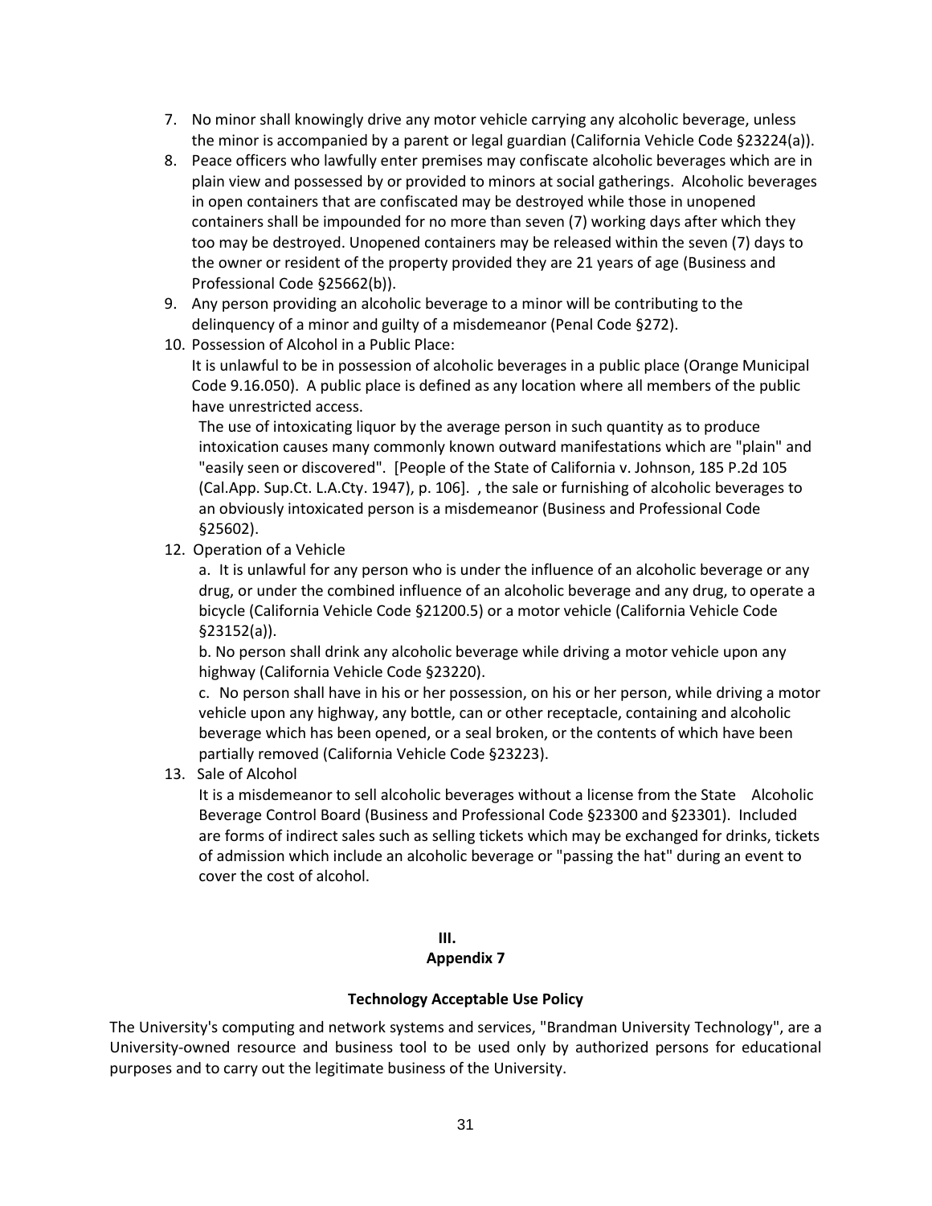7. No minor shall knowingly drive any motor vehicle carrying any alcoholic beverage, unless the minor is accompanied by a parent or legal guardian (California Vehicle Code §23224(a)).
8. Peace officers who lawfully enter premises may confiscate alcoholic beverages which are in plain view and possessed by or provided to minors at social gatherings. Alcoholic beverages in open containers that are confiscated may be destroyed while those in unopened containers shall be impounded for no more than seven (7) working days after which they too may be destroyed. Unopened containers may be released within the seven (7) days to the owner or resident of the property provided they are 21 years of age (Business and Professional Code §25662(b)).
9. Any person providing an alcoholic beverage to a minor will be contributing to the delinquency of a minor and guilty of a misdemeanor (Penal Code §272).
10. Possession of Alcohol in a Public Place:

    It is unlawful to be in possession of alcoholic beverages in a public place (Orange Municipal Code 9.16.050). A public place is defined as any location where all members of the public have unrestricted access.

    The use of intoxicating liquor by the average person in such quantity as to produce intoxication causes many commonly known outward manifestations which are "plain" and "easily seen or discovered". [People of the State of California v. Johnson, 185 P.2d 105 (Cal.App. Sup.Ct. L.A.Cty. 1947), p. 106]. , the sale or furnishing of alcoholic beverages to an obviously intoxicated person is a misdemeanor (Business and Professional Code §25602).

12. Operation of a Vehicle

    a. It is unlawful for any person who is under the influence of an alcoholic beverage or any drug, or under the combined influence of an alcoholic beverage and any drug, to operate a bicycle (California Vehicle Code §21200.5) or a motor vehicle (California Vehicle Code §23152(a)).

    b. No person shall drink any alcoholic beverage while driving a motor vehicle upon any highway (California Vehicle Code §23220).

    c. No person shall have in his or her possession, on his or her person, while driving a motor vehicle upon any highway, any bottle, can or other receptacle, containing and alcoholic beverage which has been opened, or a seal broken, or the contents of which have been partially removed (California Vehicle Code §23223).

13. Sale of Alcohol

    It is a misdemeanor to sell alcoholic beverages without a license from the State Alcoholic Beverage Control Board (Business and Professional Code §23300 and §23301). Included are forms of indirect sales such as selling tickets which may be exchanged for drinks, tickets of admission which include an alcoholic beverage or "passing the hat" during an event to cover the cost of alcohol.

**III.**

**Appendix 7**

**Technology Acceptable Use Policy**

The University's computing and network systems and services, "Brandman University Technology", are a University-owned resource and business tool to be used only by authorized persons for educational purposes and to carry out the legitimate business of the University.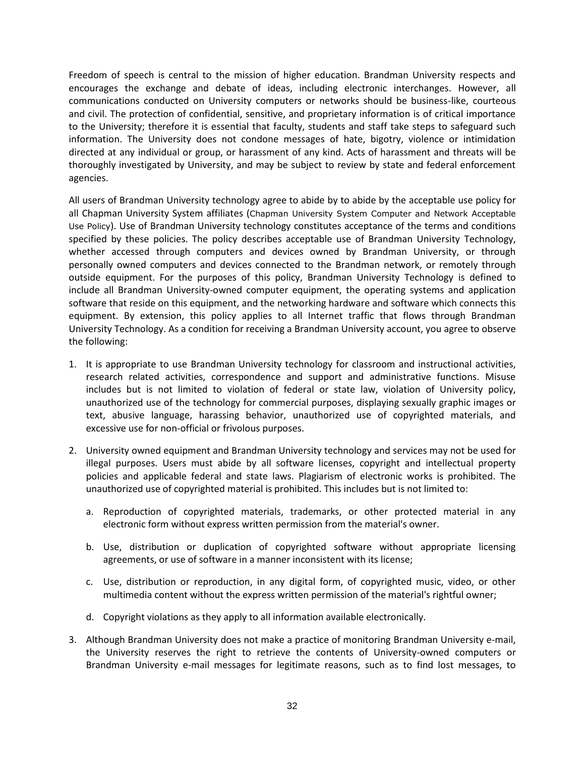Freedom of speech is central to the mission of higher education. Brandman University respects and encourages the exchange and debate of ideas, including electronic interchanges. However, all communications conducted on University computers or networks should be business-like, courteous and civil. The protection of confidential, sensitive, and proprietary information is of critical importance to the University; therefore it is essential that faculty, students and staff take steps to safeguard such information. The University does not condone messages of hate, bigotry, violence or intimidation directed at any individual or group, or harassment of any kind. Acts of harassment and threats will be thoroughly investigated by University, and may be subject to review by state and federal enforcement agencies.

All users of Brandman University technology agree to abide by to abide by the acceptable use policy for all Chapman University System affiliates (Chapman University System Computer and Network Acceptable Use Policy). Use of Brandman University technology constitutes acceptance of the terms and conditions specified by these policies. The policy describes acceptable use of Brandman University Technology, whether accessed through computers and devices owned by Brandman University, or through personally owned computers and devices connected to the Brandman network, or remotely through outside equipment. For the purposes of this policy, Brandman University Technology is defined to include all Brandman University-owned computer equipment, the operating systems and application software that reside on this equipment, and the networking hardware and software which connects this equipment. By extension, this policy applies to all Internet traffic that flows through Brandman University Technology. As a condition for receiving a Brandman University account, you agree to observe the following:

1. It is appropriate to use Brandman University technology for classroom and instructional activities, research related activities, correspondence and support and administrative functions. Misuse includes but is not limited to violation of federal or state law, violation of University policy, unauthorized use of the technology for commercial purposes, displaying sexually graphic images or text, abusive language, harassing behavior, unauthorized use of copyrighted materials, and excessive use for non-official or frivolous purposes.

2. University owned equipment and Brandman University technology and services may not be used for illegal purposes. Users must abide by all software licenses, copyright and intellectual property policies and applicable federal and state laws. Plagiarism of electronic works is prohibited. The unauthorized use of copyrighted material is prohibited. This includes but is not limited to:

   a. Reproduction of copyrighted materials, trademarks, or other protected material in any electronic form without express written permission from the material's owner.

   b. Use, distribution or duplication of copyrighted software without appropriate licensing agreements, or use of software in a manner inconsistent with its license;

   c. Use, distribution or reproduction, in any digital form, of copyrighted music, video, or other multimedia content without the express written permission of the material's rightful owner;

   d. Copyright violations as they apply to all information available electronically.

3. Although Brandman University does not make a practice of monitoring Brandman University e-mail, the University reserves the right to retrieve the contents of University-owned computers or Brandman University e-mail messages for legitimate reasons, such as to find lost messages, to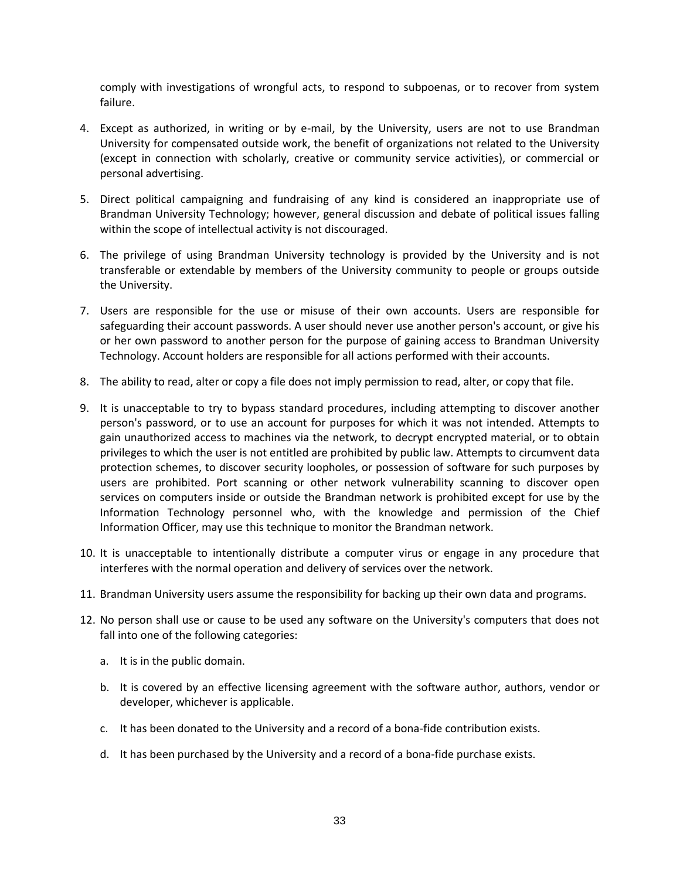comply with investigations of wrongful acts, to respond to subpoenas, or to recover from system failure.

4. Except as authorized, in writing or by e-mail, by the University, users are not to use Brandman University for compensated outside work, the benefit of organizations not related to the University (except in connection with scholarly, creative or community service activities), or commercial or personal advertising.

5. Direct political campaigning and fundraising of any kind is considered an inappropriate use of Brandman University Technology; however, general discussion and debate of political issues falling within the scope of intellectual activity is not discouraged.

6. The privilege of using Brandman University technology is provided by the University and is not transferable or extendable by members of the University community to people or groups outside the University.

7. Users are responsible for the use or misuse of their own accounts. Users are responsible for safeguarding their account passwords. A user should never use another person's account, or give his or her own password to another person for the purpose of gaining access to Brandman University Technology. Account holders are responsible for all actions performed with their accounts.

8. The ability to read, alter or copy a file does not imply permission to read, alter, or copy that file.

9. It is unacceptable to try to bypass standard procedures, including attempting to discover another person's password, or to use an account for purposes for which it was not intended. Attempts to gain unauthorized access to machines via the network, to decrypt encrypted material, or to obtain privileges to which the user is not entitled are prohibited by public law. Attempts to circumvent data protection schemes, to discover security loopholes, or possession of software for such purposes by users are prohibited. Port scanning or other network vulnerability scanning to discover open services on computers inside or outside the Brandman network is prohibited except for use by the Information Technology personnel who, with the knowledge and permission of the Chief Information Officer, may use this technique to monitor the Brandman network.

10. It is unacceptable to intentionally distribute a computer virus or engage in any procedure that interferes with the normal operation and delivery of services over the network.

11. Brandman University users assume the responsibility for backing up their own data and programs.

12. No person shall use or cause to be used any software on the University's computers that does not fall into one of the following categories:

    a. It is in the public domain.

    b. It is covered by an effective licensing agreement with the software author, authors, vendor or developer, whichever is applicable.

    c. It has been donated to the University and a record of a bona-fide contribution exists.

    d. It has been purchased by the University and a record of a bona-fide purchase exists.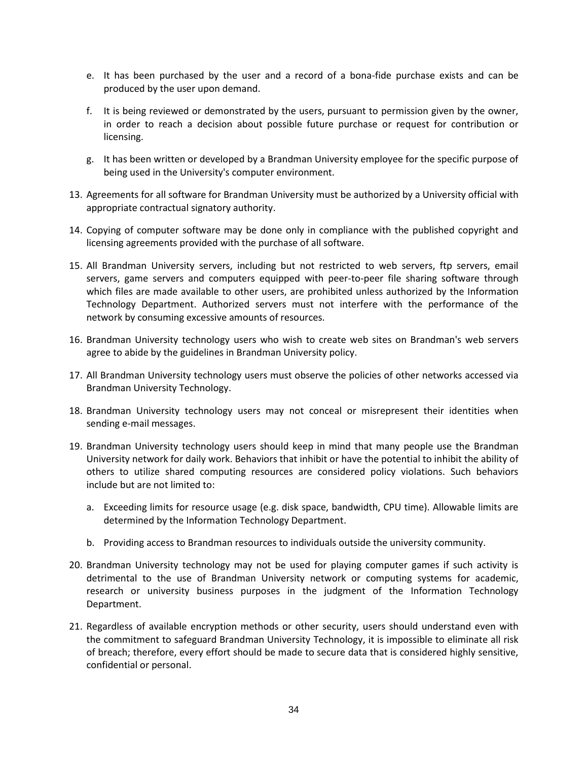e. It has been purchased by the user and a record of a bona-fide purchase exists and can be produced by the user upon demand.

f. It is being reviewed or demonstrated by the users, pursuant to permission given by the owner, in order to reach a decision about possible future purchase or request for contribution or licensing.

g. It has been written or developed by a Brandman University employee for the specific purpose of being used in the University's computer environment.

13. Agreements for all software for Brandman University must be authorized by a University official with appropriate contractual signatory authority.

14. Copying of computer software may be done only in compliance with the published copyright and licensing agreements provided with the purchase of all software.

15. All Brandman University servers, including but not restricted to web servers, ftp servers, email servers, game servers and computers equipped with peer-to-peer file sharing software through which files are made available to other users, are prohibited unless authorized by the Information Technology Department. Authorized servers must not interfere with the performance of the network by consuming excessive amounts of resources.

16. Brandman University technology users who wish to create web sites on Brandman's web servers agree to abide by the guidelines in Brandman University policy.

17. All Brandman University technology users must observe the policies of other networks accessed via Brandman University Technology.

18. Brandman University technology users may not conceal or misrepresent their identities when sending e-mail messages.

19. Brandman University technology users should keep in mind that many people use the Brandman University network for daily work. Behaviors that inhibit or have the potential to inhibit the ability of others to utilize shared computing resources are considered policy violations. Such behaviors include but are not limited to:

    a. Exceeding limits for resource usage (e.g. disk space, bandwidth, CPU time). Allowable limits are determined by the Information Technology Department.

    b. Providing access to Brandman resources to individuals outside the university community.

20. Brandman University technology may not be used for playing computer games if such activity is detrimental to the use of Brandman University network or computing systems for academic, research or university business purposes in the judgment of the Information Technology Department.

21. Regardless of available encryption methods or other security, users should understand even with the commitment to safeguard Brandman University Technology, it is impossible to eliminate all risk of breach; therefore, every effort should be made to secure data that is considered highly sensitive, confidential or personal.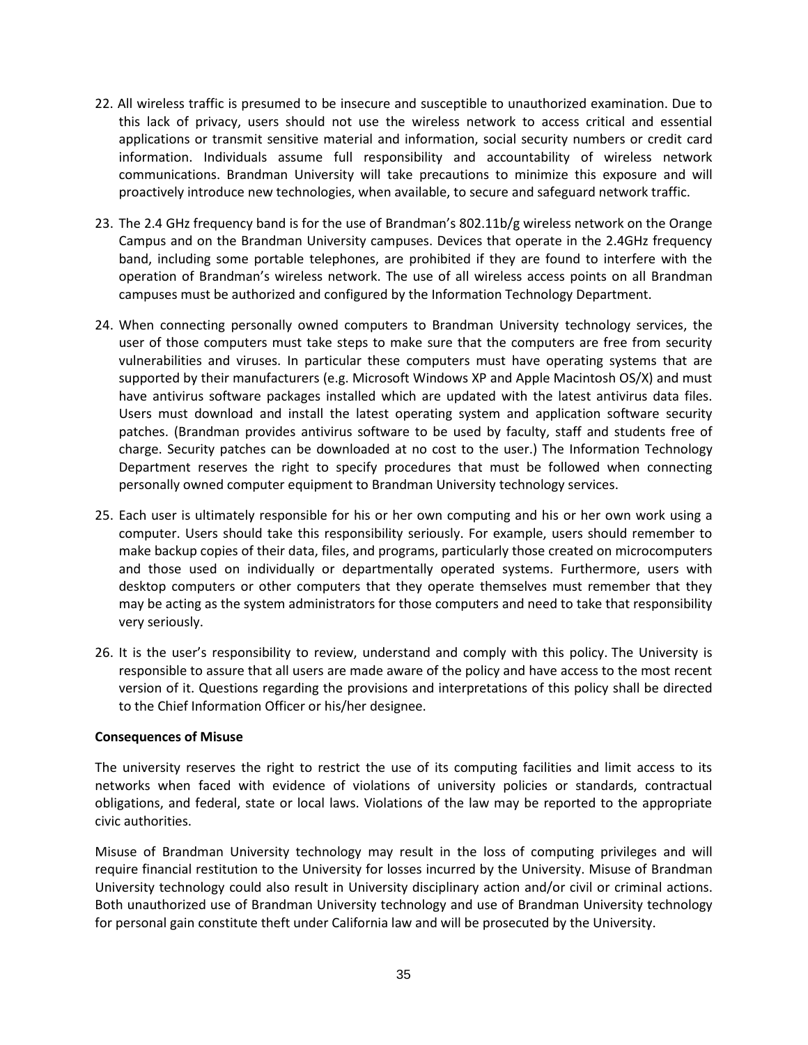22. All wireless traffic is presumed to be insecure and susceptible to unauthorized examination. Due to this lack of privacy, users should not use the wireless network to access critical and essential applications or transmit sensitive material and information, social security numbers or credit card information. Individuals assume full responsibility and accountability of wireless network communications. Brandman University will take precautions to minimize this exposure and will proactively introduce new technologies, when available, to secure and safeguard network traffic.

23. The 2.4 GHz frequency band is for the use of Brandman's 802.11b/g wireless network on the Orange Campus and on the Brandman University campuses. Devices that operate in the 2.4GHz frequency band, including some portable telephones, are prohibited if they are found to interfere with the operation of Brandman's wireless network. The use of all wireless access points on all Brandman campuses must be authorized and configured by the Information Technology Department.

24. When connecting personally owned computers to Brandman University technology services, the user of those computers must take steps to make sure that the computers are free from security vulnerabilities and viruses. In particular these computers must have operating systems that are supported by their manufacturers (e.g. Microsoft Windows XP and Apple Macintosh OS/X) and must have antivirus software packages installed which are updated with the latest antivirus data files. Users must download and install the latest operating system and application software security patches. (Brandman provides antivirus software to be used by faculty, staff and students free of charge. Security patches can be downloaded at no cost to the user.) The Information Technology Department reserves the right to specify procedures that must be followed when connecting personally owned computer equipment to Brandman University technology services.

25. Each user is ultimately responsible for his or her own computing and his or her own work using a computer. Users should take this responsibility seriously. For example, users should remember to make backup copies of their data, files, and programs, particularly those created on microcomputers and those used on individually or departmentally operated systems. Furthermore, users with desktop computers or other computers that they operate themselves must remember that they may be acting as the system administrators for those computers and need to take that responsibility very seriously.

26. It is the user's responsibility to review, understand and comply with this policy. The University is responsible to assure that all users are made aware of the policy and have access to the most recent version of it. Questions regarding the provisions and interpretations of this policy shall be directed to the Chief Information Officer or his/her designee.

**Consequences of Misuse**

The university reserves the right to restrict the use of its computing facilities and limit access to its networks when faced with evidence of violations of university policies or standards, contractual obligations, and federal, state or local laws. Violations of the law may be reported to the appropriate civic authorities.

Misuse of Brandman University technology may result in the loss of computing privileges and will require financial restitution to the University for losses incurred by the University. Misuse of Brandman University technology could also result in University disciplinary action and/or civil or criminal actions. Both unauthorized use of Brandman University technology and use of Brandman University technology for personal gain constitute theft under California law and will be prosecuted by the University.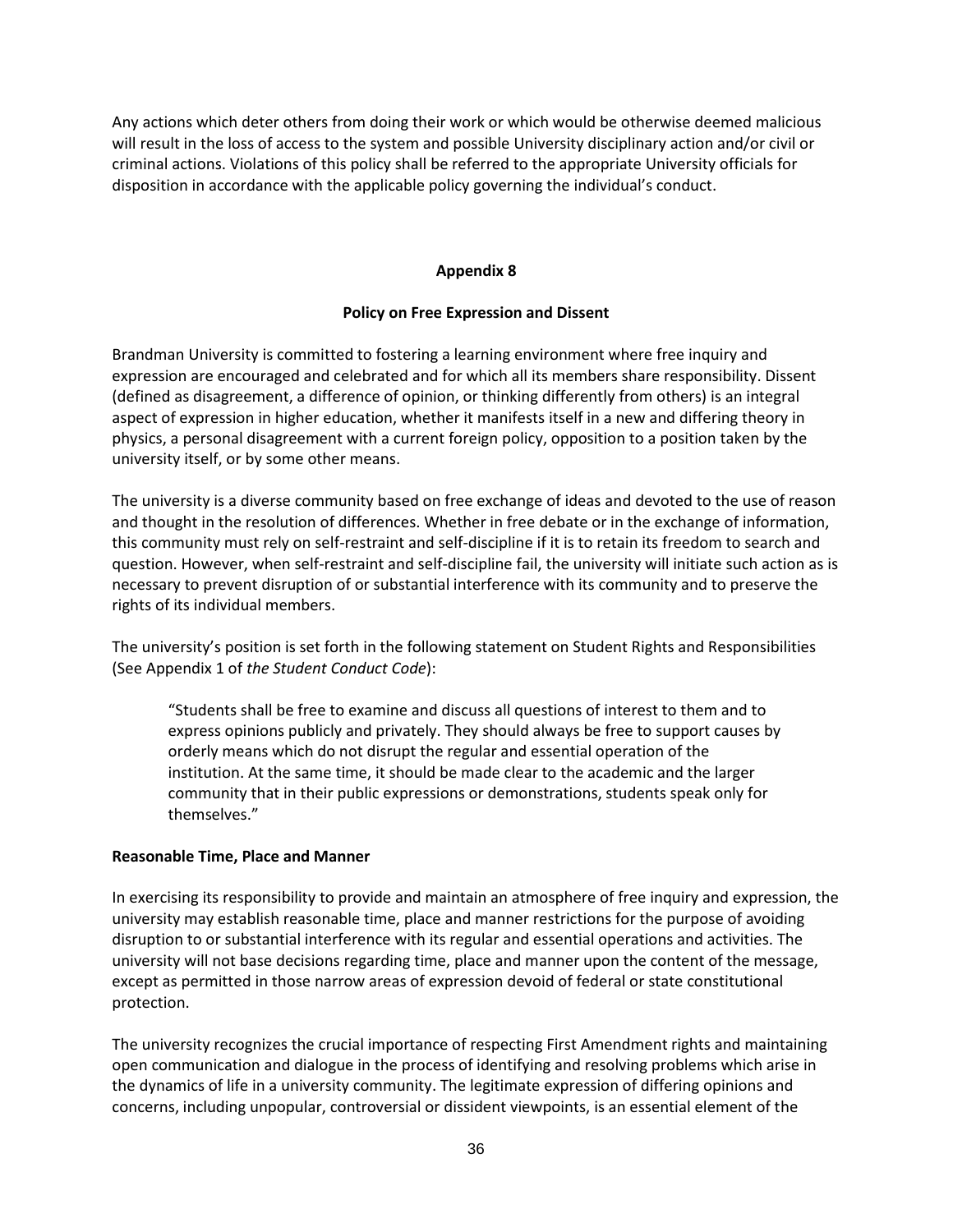Any actions which deter others from doing their work or which would be otherwise deemed malicious will result in the loss of access to the system and possible University disciplinary action and/or civil or criminal actions. Violations of this policy shall be referred to the appropriate University officials for disposition in accordance with the applicable policy governing the individual's conduct.

## Appendix 8

### Policy on Free Expression and Dissent

Brandman University is committed to fostering a learning environment where free inquiry and expression are encouraged and celebrated and for which all its members share responsibility. Dissent (defined as disagreement, a difference of opinion, or thinking differently from others) is an integral aspect of expression in higher education, whether it manifests itself in a new and differing theory in physics, a personal disagreement with a current foreign policy, opposition to a position taken by the university itself, or by some other means.

The university is a diverse community based on free exchange of ideas and devoted to the use of reason and thought in the resolution of differences. Whether in free debate or in the exchange of information, this community must rely on self-restraint and self-discipline if it is to retain its freedom to search and question. However, when self-restraint and self-discipline fail, the university will initiate such action as is necessary to prevent disruption of or substantial interference with its community and to preserve the rights of its individual members.

The university's position is set forth in the following statement on Student Rights and Responsibilities (See Appendix 1 of *the Student Conduct Code*):

> "Students shall be free to examine and discuss all questions of interest to them and to express opinions publicly and privately. They should always be free to support causes by orderly means which do not disrupt the regular and essential operation of the institution. At the same time, it should be made clear to the academic and the larger community that in their public expressions or demonstrations, students speak only for themselves."

**Reasonable Time, Place and Manner**

In exercising its responsibility to provide and maintain an atmosphere of free inquiry and expression, the university may establish reasonable time, place and manner restrictions for the purpose of avoiding disruption to or substantial interference with its regular and essential operations and activities. The university will not base decisions regarding time, place and manner upon the content of the message, except as permitted in those narrow areas of expression devoid of federal or state constitutional protection.

The university recognizes the crucial importance of respecting First Amendment rights and maintaining open communication and dialogue in the process of identifying and resolving problems which arise in the dynamics of life in a university community. The legitimate expression of differing opinions and concerns, including unpopular, controversial or dissident viewpoints, is an essential element of the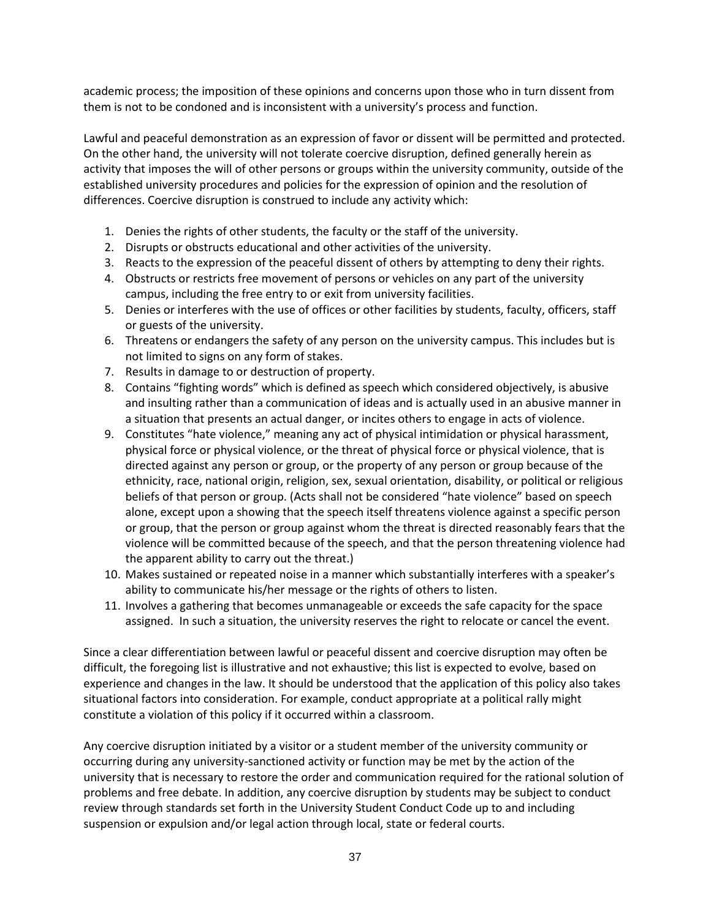academic process; the imposition of these opinions and concerns upon those who in turn dissent from them is not to be condoned and is inconsistent with a university's process and function.

Lawful and peaceful demonstration as an expression of favor or dissent will be permitted and protected. On the other hand, the university will not tolerate coercive disruption, defined generally herein as activity that imposes the will of other persons or groups within the university community, outside of the established university procedures and policies for the expression of opinion and the resolution of differences. Coercive disruption is construed to include any activity which:

1. Denies the rights of other students, the faculty or the staff of the university.
2. Disrupts or obstructs educational and other activities of the university.
3. Reacts to the expression of the peaceful dissent of others by attempting to deny their rights.
4. Obstructs or restricts free movement of persons or vehicles on any part of the university campus, including the free entry to or exit from university facilities.
5. Denies or interferes with the use of offices or other facilities by students, faculty, officers, staff or guests of the university.
6. Threatens or endangers the safety of any person on the university campus. This includes but is not limited to signs on any form of stakes.
7. Results in damage to or destruction of property.
8. Contains "fighting words" which is defined as speech which considered objectively, is abusive and insulting rather than a communication of ideas and is actually used in an abusive manner in a situation that presents an actual danger, or incites others to engage in acts of violence.
9. Constitutes "hate violence," meaning any act of physical intimidation or physical harassment, physical force or physical violence, or the threat of physical force or physical violence, that is directed against any person or group, or the property of any person or group because of the ethnicity, race, national origin, religion, sex, sexual orientation, disability, or political or religious beliefs of that person or group. (Acts shall not be considered "hate violence" based on speech alone, except upon a showing that the speech itself threatens violence against a specific person or group, that the person or group against whom the threat is directed reasonably fears that the violence will be committed because of the speech, and that the person threatening violence had the apparent ability to carry out the threat.)
10. Makes sustained or repeated noise in a manner which substantially interferes with a speaker's ability to communicate his/her message or the rights of others to listen.
11. Involves a gathering that becomes unmanageable or exceeds the safe capacity for the space assigned. In such a situation, the university reserves the right to relocate or cancel the event.

Since a clear differentiation between lawful or peaceful dissent and coercive disruption may often be difficult, the foregoing list is illustrative and not exhaustive; this list is expected to evolve, based on experience and changes in the law. It should be understood that the application of this policy also takes situational factors into consideration. For example, conduct appropriate at a political rally might constitute a violation of this policy if it occurred within a classroom.

Any coercive disruption initiated by a visitor or a student member of the university community or occurring during any university-sanctioned activity or function may be met by the action of the university that is necessary to restore the order and communication required for the rational solution of problems and free debate. In addition, any coercive disruption by students may be subject to conduct review through standards set forth in the University Student Conduct Code up to and including suspension or expulsion and/or legal action through local, state or federal courts.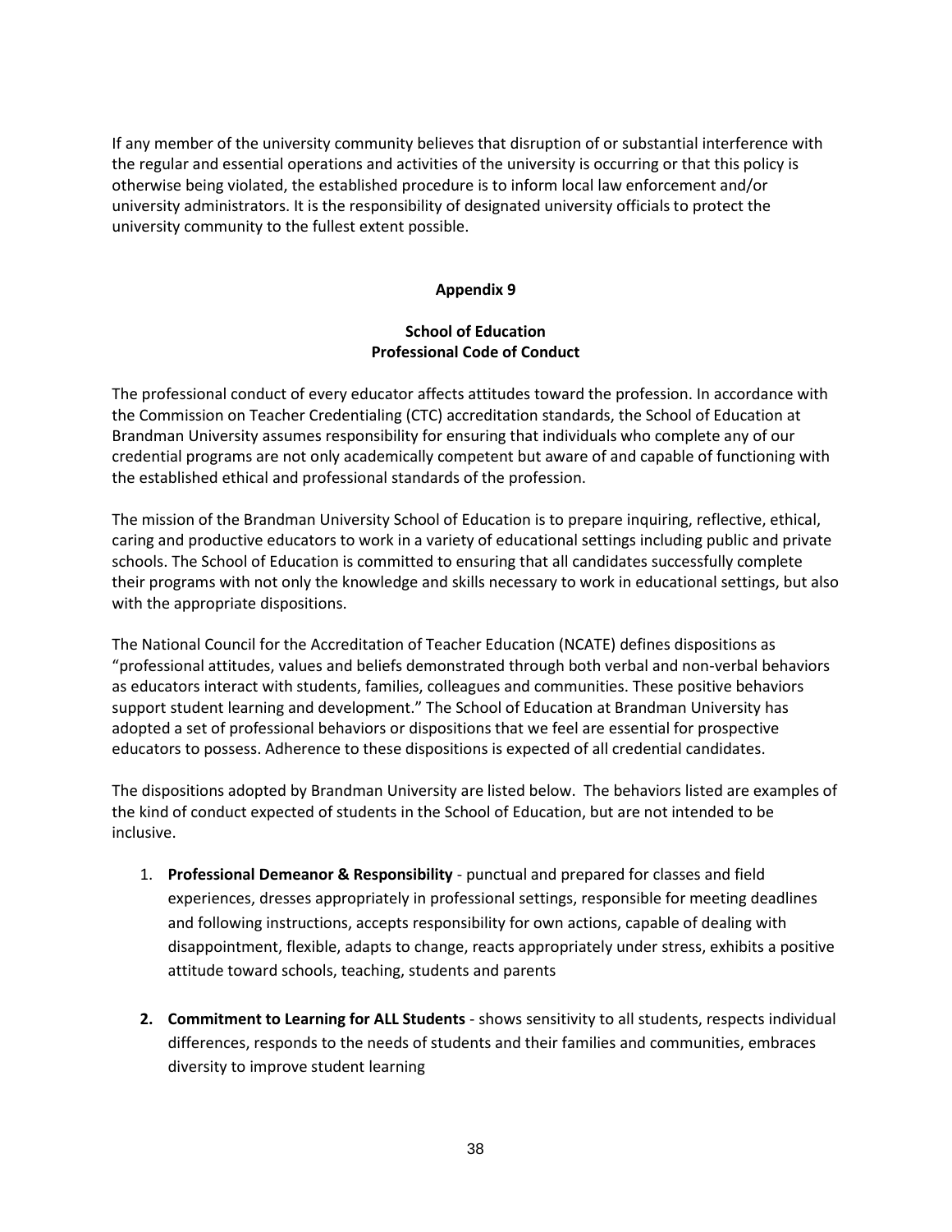If any member of the university community believes that disruption of or substantial interference with the regular and essential operations and activities of the university is occurring or that this policy is otherwise being violated, the established procedure is to inform local law enforcement and/or university administrators. It is the responsibility of designated university officials to protect the university community to the fullest extent possible.

## Appendix 9

## School of Education
## Professional Code of Conduct

The professional conduct of every educator affects attitudes toward the profession. In accordance with the Commission on Teacher Credentialing (CTC) accreditation standards, the School of Education at Brandman University assumes responsibility for ensuring that individuals who complete any of our credential programs are not only academically competent but aware of and capable of functioning with the established ethical and professional standards of the profession.

The mission of the Brandman University School of Education is to prepare inquiring, reflective, ethical, caring and productive educators to work in a variety of educational settings including public and private schools. The School of Education is committed to ensuring that all candidates successfully complete their programs with not only the knowledge and skills necessary to work in educational settings, but also with the appropriate dispositions.

The National Council for the Accreditation of Teacher Education (NCATE) defines dispositions as "professional attitudes, values and beliefs demonstrated through both verbal and non-verbal behaviors as educators interact with students, families, colleagues and communities. These positive behaviors support student learning and development." The School of Education at Brandman University has adopted a set of professional behaviors or dispositions that we feel are essential for prospective educators to possess. Adherence to these dispositions is expected of all credential candidates.

The dispositions adopted by Brandman University are listed below. The behaviors listed are examples of the kind of conduct expected of students in the School of Education, but are not intended to be inclusive.

1. **Professional Demeanor & Responsibility** - punctual and prepared for classes and field experiences, dresses appropriately in professional settings, responsible for meeting deadlines and following instructions, accepts responsibility for own actions, capable of dealing with disappointment, flexible, adapts to change, reacts appropriately under stress, exhibits a positive attitude toward schools, teaching, students and parents

2. **Commitment to Learning for ALL Students** - shows sensitivity to all students, respects individual differences, responds to the needs of students and their families and communities, embraces diversity to improve student learning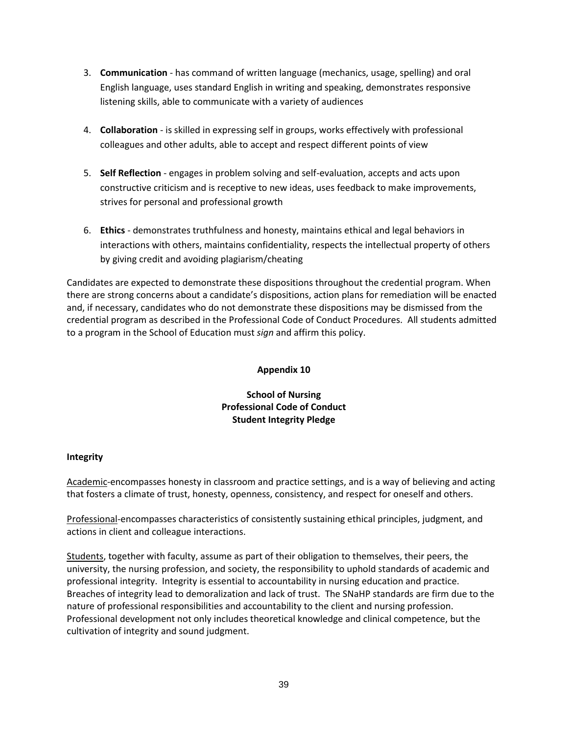3. **Communication** - has command of written language (mechanics, usage, spelling) and oral English language, uses standard English in writing and speaking, demonstrates responsive listening skills, able to communicate with a variety of audiences

4. **Collaboration** - is skilled in expressing self in groups, works effectively with professional colleagues and other adults, able to accept and respect different points of view

5. **Self Reflection** - engages in problem solving and self-evaluation, accepts and acts upon constructive criticism and is receptive to new ideas, uses feedback to make improvements, strives for personal and professional growth

6. **Ethics** - demonstrates truthfulness and honesty, maintains ethical and legal behaviors in interactions with others, maintains confidentiality, respects the intellectual property of others by giving credit and avoiding plagiarism/cheating

Candidates are expected to demonstrate these dispositions throughout the credential program. When there are strong concerns about a candidate's dispositions, action plans for remediation will be enacted and, if necessary, candidates who do not demonstrate these dispositions may be dismissed from the credential program as described in the Professional Code of Conduct Procedures. All students admitted to a program in the School of Education must *sign* and affirm this policy.

## Appendix 10

### School of Nursing
### Professional Code of Conduct
### Student Integrity Pledge

**Integrity**

Academic-encompasses honesty in classroom and practice settings, and is a way of believing and acting that fosters a climate of trust, honesty, openness, consistency, and respect for oneself and others.

Professional-encompasses characteristics of consistently sustaining ethical principles, judgment, and actions in client and colleague interactions.

Students, together with faculty, assume as part of their obligation to themselves, their peers, the university, the nursing profession, and society, the responsibility to uphold standards of academic and professional integrity. Integrity is essential to accountability in nursing education and practice. Breaches of integrity lead to demoralization and lack of trust. The SNaHP standards are firm due to the nature of professional responsibilities and accountability to the client and nursing profession. Professional development not only includes theoretical knowledge and clinical competence, but the cultivation of integrity and sound judgment.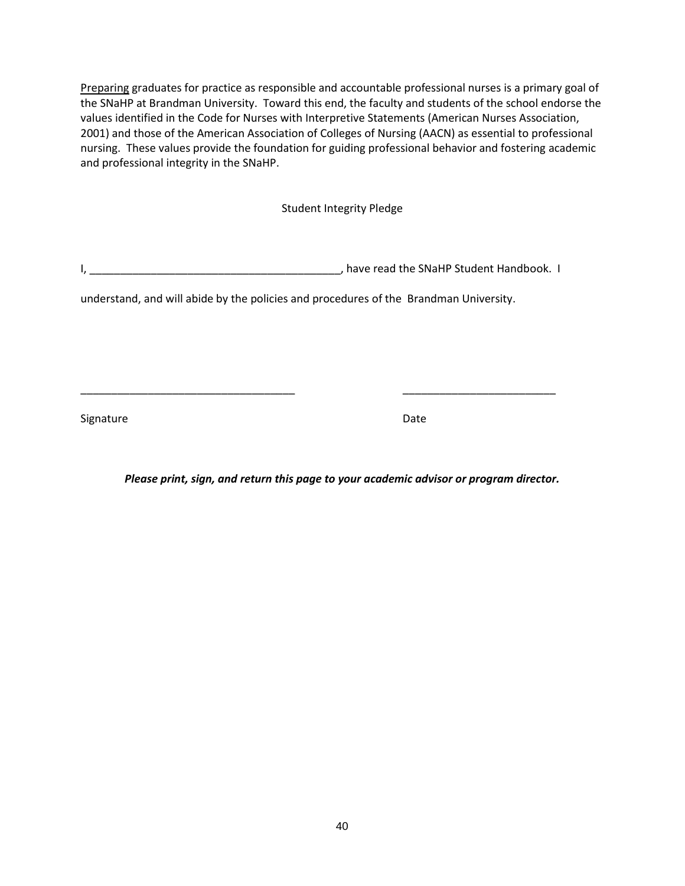Preparing graduates for practice as responsible and accountable professional nurses is a primary goal of the SNaHP at Brandman University. Toward this end, the faculty and students of the school endorse the values identified in the Code for Nurses with Interpretive Statements (American Nurses Association, 2001) and those of the American Association of Colleges of Nursing (AACN) as essential to professional nursing. These values provide the foundation for guiding professional behavior and fostering academic and professional integrity in the SNaHP.

Student Integrity Pledge

I, ___________________________________________, have read the SNaHP Student Handbook. I

understand, and will abide by the policies and procedures of the Brandman University.

____________________________________ __________________________

Signature Date

***Please print, sign, and return this page to your academic advisor or program director.***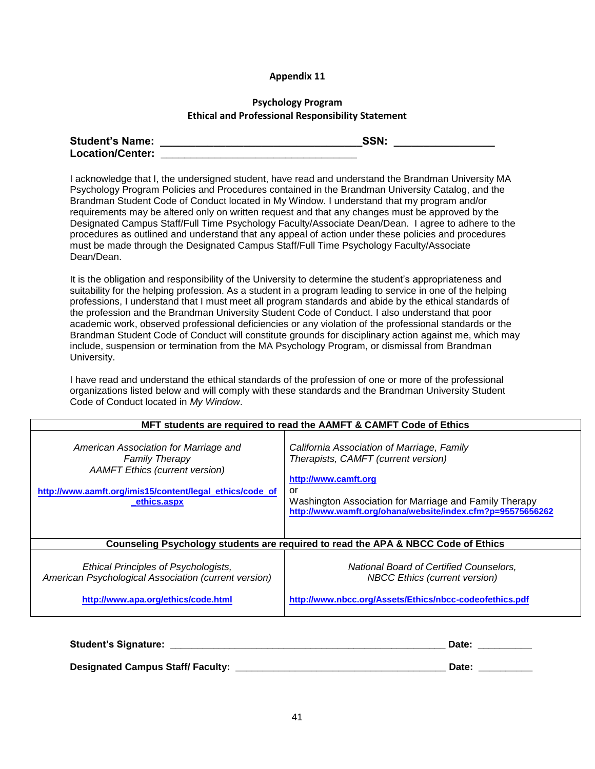**Appendix 11**

**Psychology Program**
**Ethical and Professional Responsibility Statement**

**Student's Name:** ________________________________ **SSN:** ________________
**Location/Center:** ________________________________

I acknowledge that I, the undersigned student, have read and understand the Brandman University MA Psychology Program Policies and Procedures contained in the Brandman University Catalog, and the Brandman Student Code of Conduct located in My Window. I understand that my program and/or requirements may be altered only on written request and that any changes must be approved by the Designated Campus Staff/Full Time Psychology Faculty/Associate Dean/Dean. I agree to adhere to the procedures as outlined and understand that any appeal of action under these policies and procedures must be made through the Designated Campus Staff/Full Time Psychology Faculty/Associate Dean/Dean.

It is the obligation and responsibility of the University to determine the student's appropriateness and suitability for the helping profession. As a student in a program leading to service in one of the helping professions, I understand that I must meet all program standards and abide by the ethical standards of the profession and the Brandman University Student Code of Conduct. I also understand that poor academic work, observed professional deficiencies or any violation of the professional standards or the Brandman Student Code of Conduct will constitute grounds for disciplinary action against me, which may include, suspension or termination from the MA Psychology Program, or dismissal from Brandman University.

I have read and understand the ethical standards of the profession of one or more of the professional organizations listed below and will comply with these standards and the Brandman University Student Code of Conduct located in *My Window*.

| MFT students are required to read the AAMFT & CAMFT Code of Ethics | |
|---|---|
| *American Association for Marriage and Family Therapy* *AAMFT Ethics (current version)* http://www.aamft.org/imis15/content/legal_ethics/code_of_ethics.aspx | *California Association of Marriage, Family Therapists, CAMFT (current version)* http://www.camft.org or Washington Association for Marriage and Family Therapy http://www.wamft.org/ohana/website/index.cfm?p=95575656262 |
| **Counseling Psychology students are required to read the APA & NBCC Code of Ethics** | |
| *Ethical Principles of Psychologists, American Psychological Association (current version)* http://www.apa.org/ethics/code.html | *National Board of Certified Counselors, NBCC Ethics (current version)* http://www.nbcc.org/Assets/Ethics/nbcc-codeofethics.pdf |

**Student's Signature:** ____________________________________________ **Date:** __________

**Designated Campus Staff/ Faculty:** ________________________________ **Date:** __________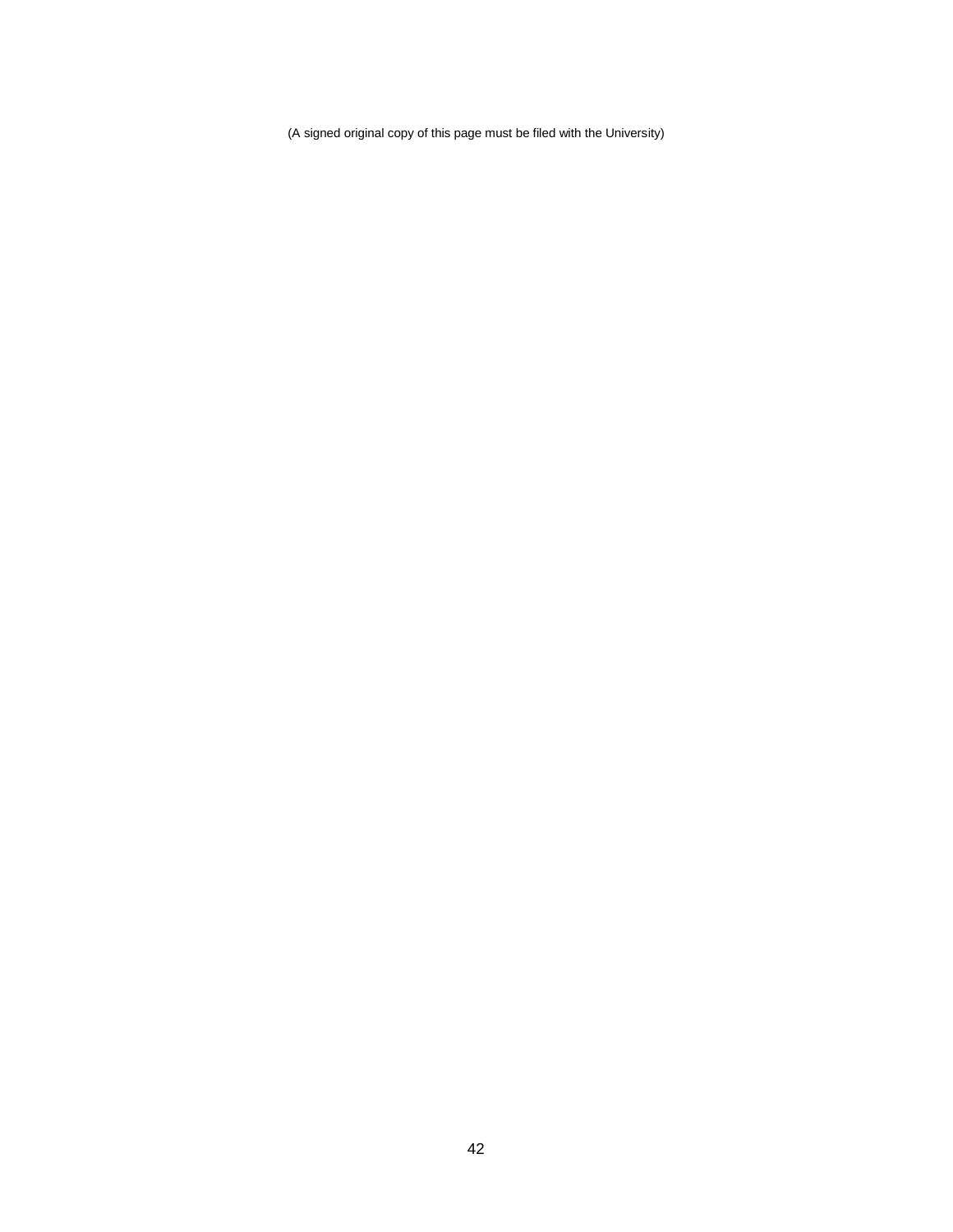(A signed original copy of this page must be filed with the University)